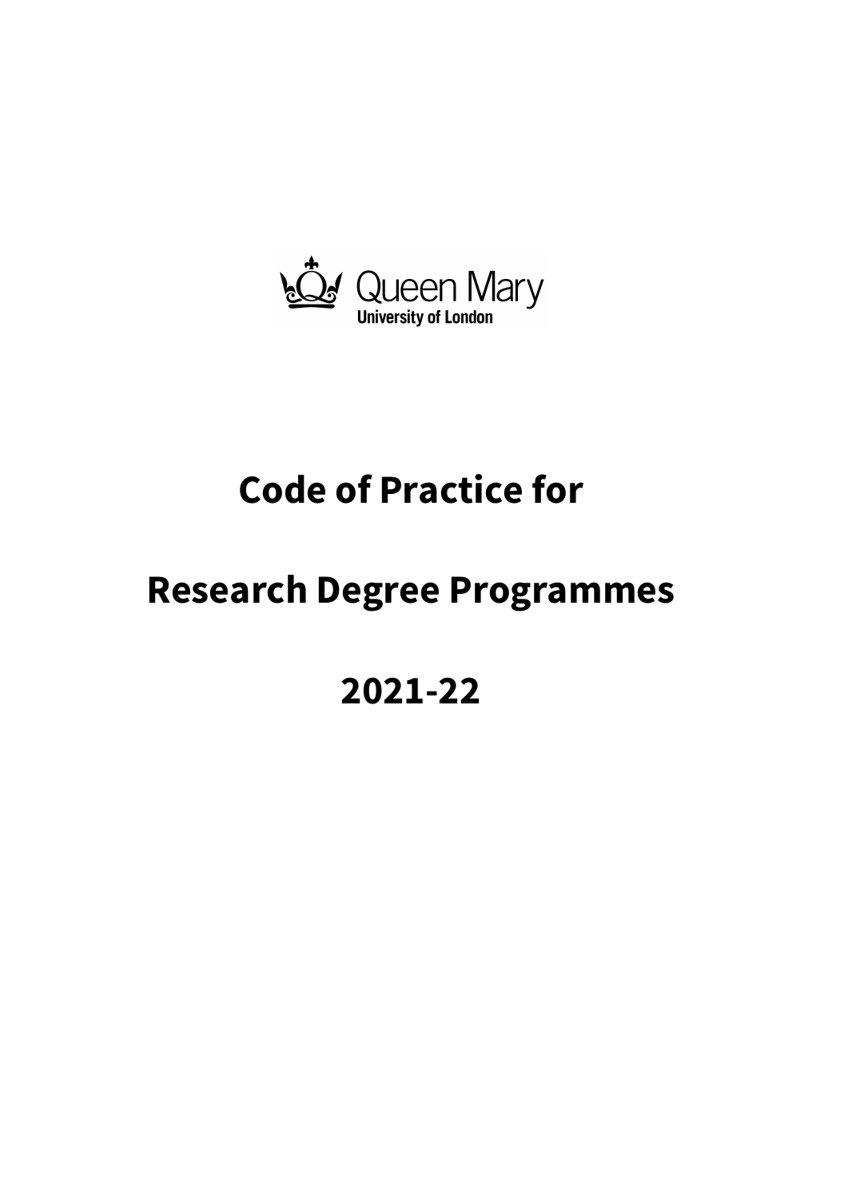Queen Mary
University of London

# Code of Practice for

# Research Degree Programmes

# 2021-22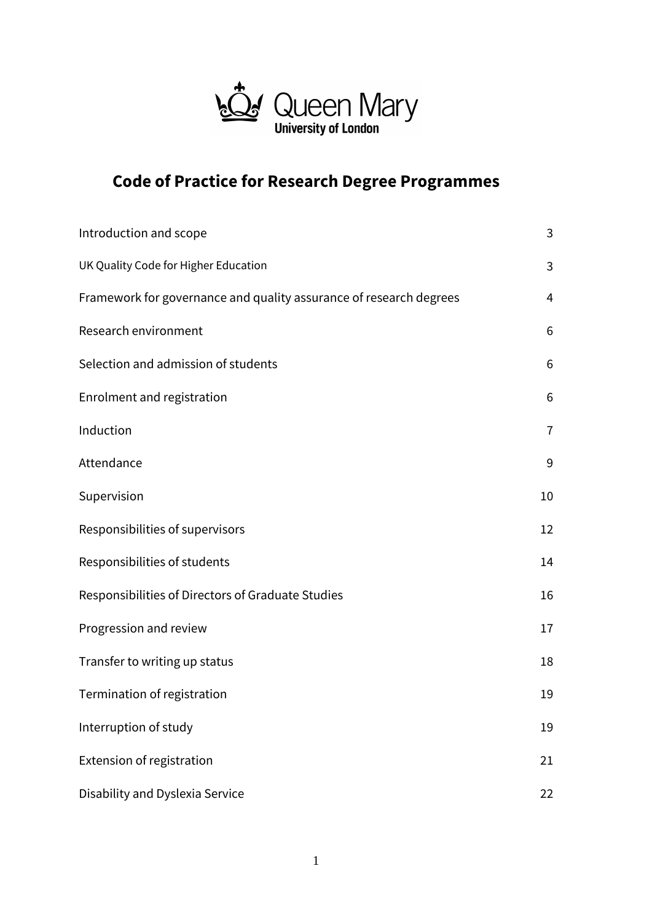Queen Mary
University of London

# Code of Practice for Research Degree Programmes

| | |
|---|---|
| Introduction and scope | 3 |
| UK Quality Code for Higher Education | 3 |
| Framework for governance and quality assurance of research degrees | 4 |
| Research environment | 6 |
| Selection and admission of students | 6 |
| Enrolment and registration | 6 |
| Induction | 7 |
| Attendance | 9 |
| Supervision | 10 |
| Responsibilities of supervisors | 12 |
| Responsibilities of students | 14 |
| Responsibilities of Directors of Graduate Studies | 16 |
| Progression and review | 17 |
| Transfer to writing up status | 18 |
| Termination of registration | 19 |
| Interruption of study | 19 |
| Extension of registration | 21 |
| Disability and Dyslexia Service | 22 |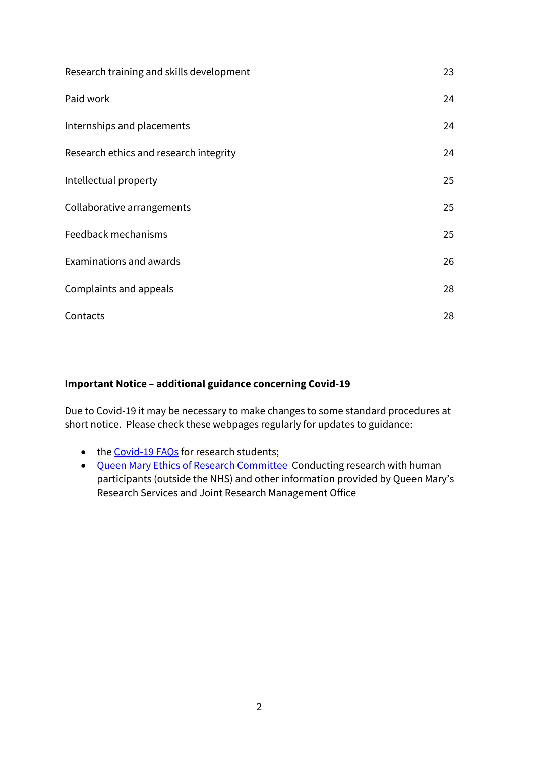| | |
|---|---|
| Research training and skills development | 23 |
| Paid work | 24 |
| Internships and placements | 24 |
| Research ethics and research integrity | 24 |
| Intellectual property | 25 |
| Collaborative arrangements | 25 |
| Feedback mechanisms | 25 |
| Examinations and awards | 26 |
| Complaints and appeals | 28 |
| Contacts | 28 |

**Important Notice – additional guidance concerning Covid-19**

Due to Covid-19 it may be necessary to make changes to some standard procedures at short notice. Please check these webpages regularly for updates to guidance:

- the Covid-19 FAQs for research students;
- Queen Mary Ethics of Research Committee Conducting research with human participants (outside the NHS) and other information provided by Queen Mary's Research Services and Joint Research Management Office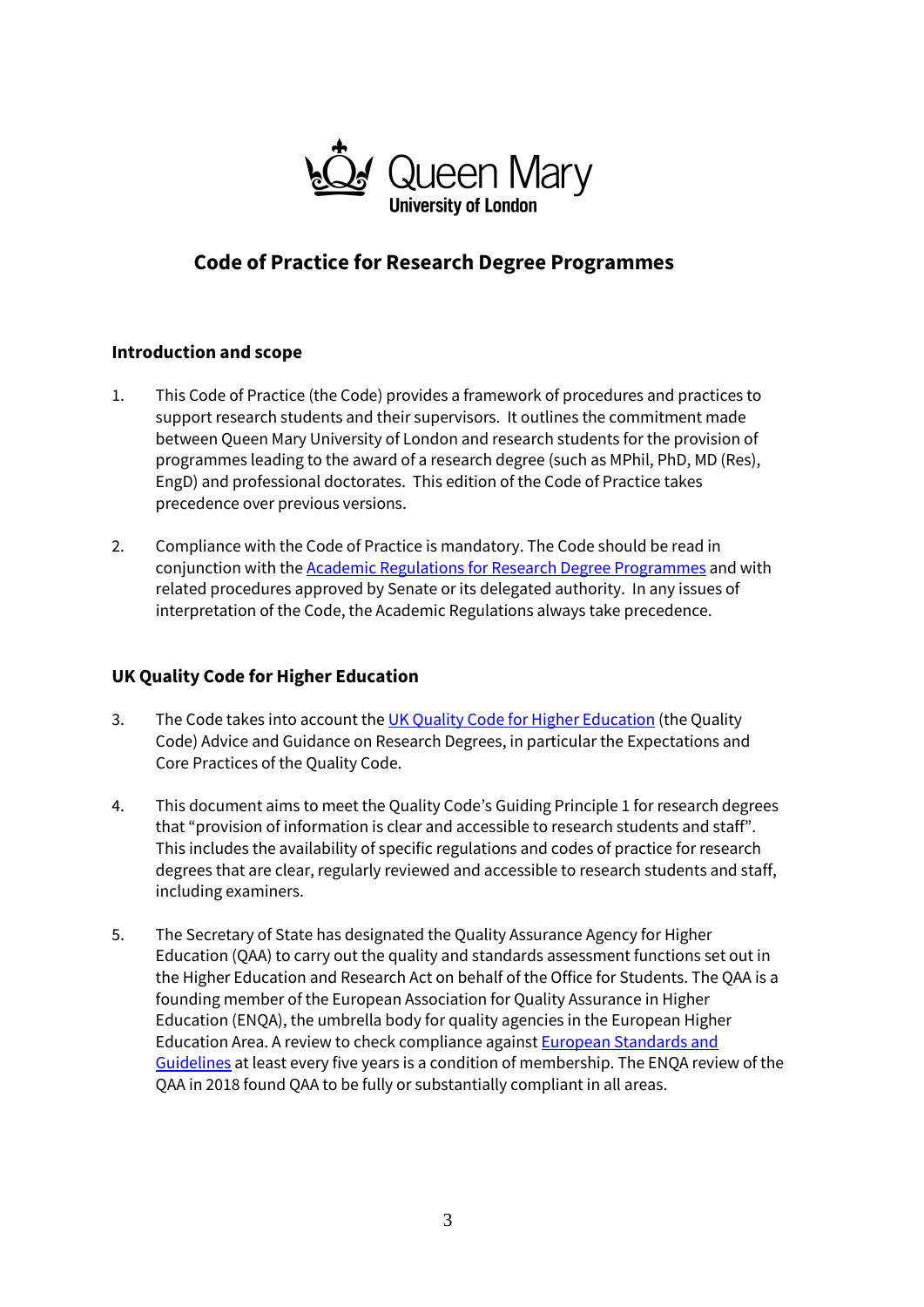# Code of Practice for Research Degree Programmes

## Introduction and scope

1. This Code of Practice (the Code) provides a framework of procedures and practices to support research students and their supervisors. It outlines the commitment made between Queen Mary University of London and research students for the provision of programmes leading to the award of a research degree (such as MPhil, PhD, MD (Res), EngD) and professional doctorates. This edition of the Code of Practice takes precedence over previous versions.

2. Compliance with the Code of Practice is mandatory. The Code should be read in conjunction with the Academic Regulations for Research Degree Programmes and with related procedures approved by Senate or its delegated authority. In any issues of interpretation of the Code, the Academic Regulations always take precedence.

## UK Quality Code for Higher Education

3. The Code takes into account the UK Quality Code for Higher Education (the Quality Code) Advice and Guidance on Research Degrees, in particular the Expectations and Core Practices of the Quality Code.

4. This document aims to meet the Quality Code's Guiding Principle 1 for research degrees that "provision of information is clear and accessible to research students and staff". This includes the availability of specific regulations and codes of practice for research degrees that are clear, regularly reviewed and accessible to research students and staff, including examiners.

5. The Secretary of State has designated the Quality Assurance Agency for Higher Education (QAA) to carry out the quality and standards assessment functions set out in the Higher Education and Research Act on behalf of the Office for Students. The QAA is a founding member of the European Association for Quality Assurance in Higher Education (ENQA), the umbrella body for quality agencies in the European Higher Education Area. A review to check compliance against European Standards and Guidelines at least every five years is a condition of membership. The ENQA review of the QAA in 2018 found QAA to be fully or substantially compliant in all areas.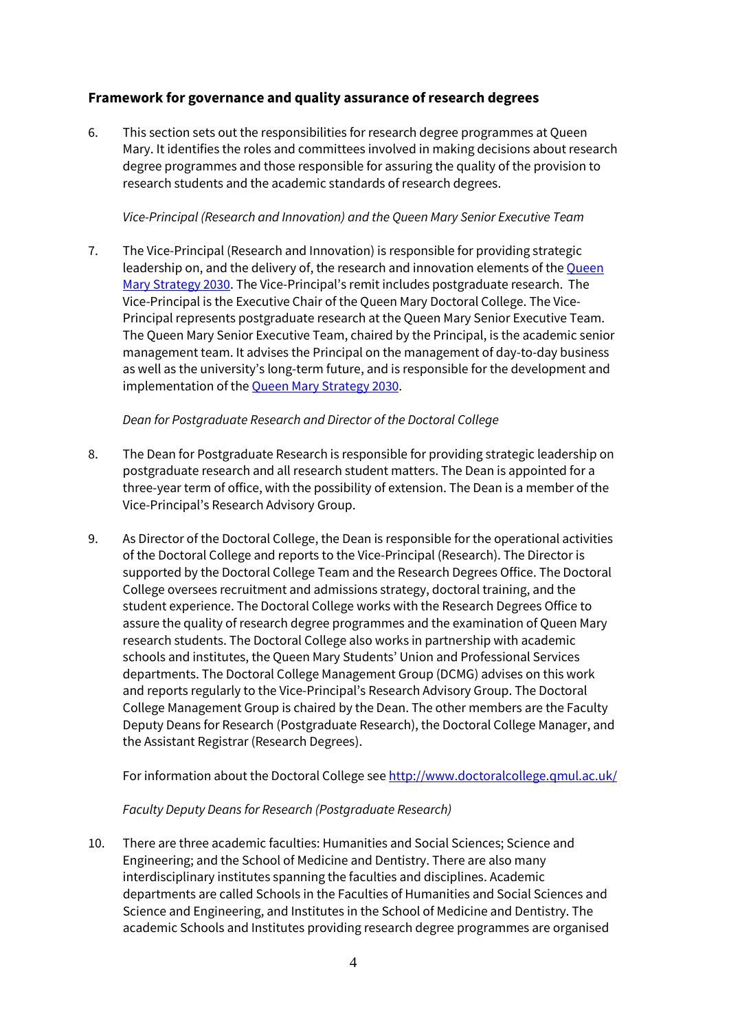## Framework for governance and quality assurance of research degrees

6. This section sets out the responsibilities for research degree programmes at Queen Mary. It identifies the roles and committees involved in making decisions about research degree programmes and those responsible for assuring the quality of the provision to research students and the academic standards of research degrees.

*Vice-Principal (Research and Innovation) and the Queen Mary Senior Executive Team*

7. The Vice-Principal (Research and Innovation) is responsible for providing strategic leadership on, and the delivery of, the research and innovation elements of the Queen Mary Strategy 2030. The Vice-Principal's remit includes postgraduate research. The Vice-Principal is the Executive Chair of the Queen Mary Doctoral College. The Vice-Principal represents postgraduate research at the Queen Mary Senior Executive Team. The Queen Mary Senior Executive Team, chaired by the Principal, is the academic senior management team. It advises the Principal on the management of day-to-day business as well as the university's long-term future, and is responsible for the development and implementation of the Queen Mary Strategy 2030.

*Dean for Postgraduate Research and Director of the Doctoral College*

8. The Dean for Postgraduate Research is responsible for providing strategic leadership on postgraduate research and all research student matters. The Dean is appointed for a three-year term of office, with the possibility of extension. The Dean is a member of the Vice-Principal's Research Advisory Group.

9. As Director of the Doctoral College, the Dean is responsible for the operational activities of the Doctoral College and reports to the Vice-Principal (Research). The Director is supported by the Doctoral College Team and the Research Degrees Office. The Doctoral College oversees recruitment and admissions strategy, doctoral training, and the student experience. The Doctoral College works with the Research Degrees Office to assure the quality of research degree programmes and the examination of Queen Mary research students. The Doctoral College also works in partnership with academic schools and institutes, the Queen Mary Students' Union and Professional Services departments. The Doctoral College Management Group (DCMG) advises on this work and reports regularly to the Vice-Principal's Research Advisory Group. The Doctoral College Management Group is chaired by the Dean. The other members are the Faculty Deputy Deans for Research (Postgraduate Research), the Doctoral College Manager, and the Assistant Registrar (Research Degrees).

   For information about the Doctoral College see http://www.doctoralcollege.qmul.ac.uk/

*Faculty Deputy Deans for Research (Postgraduate Research)*

10. There are three academic faculties: Humanities and Social Sciences; Science and Engineering; and the School of Medicine and Dentistry. There are also many interdisciplinary institutes spanning the faculties and disciplines. Academic departments are called Schools in the Faculties of Humanities and Social Sciences and Science and Engineering, and Institutes in the School of Medicine and Dentistry. The academic Schools and Institutes providing research degree programmes are organised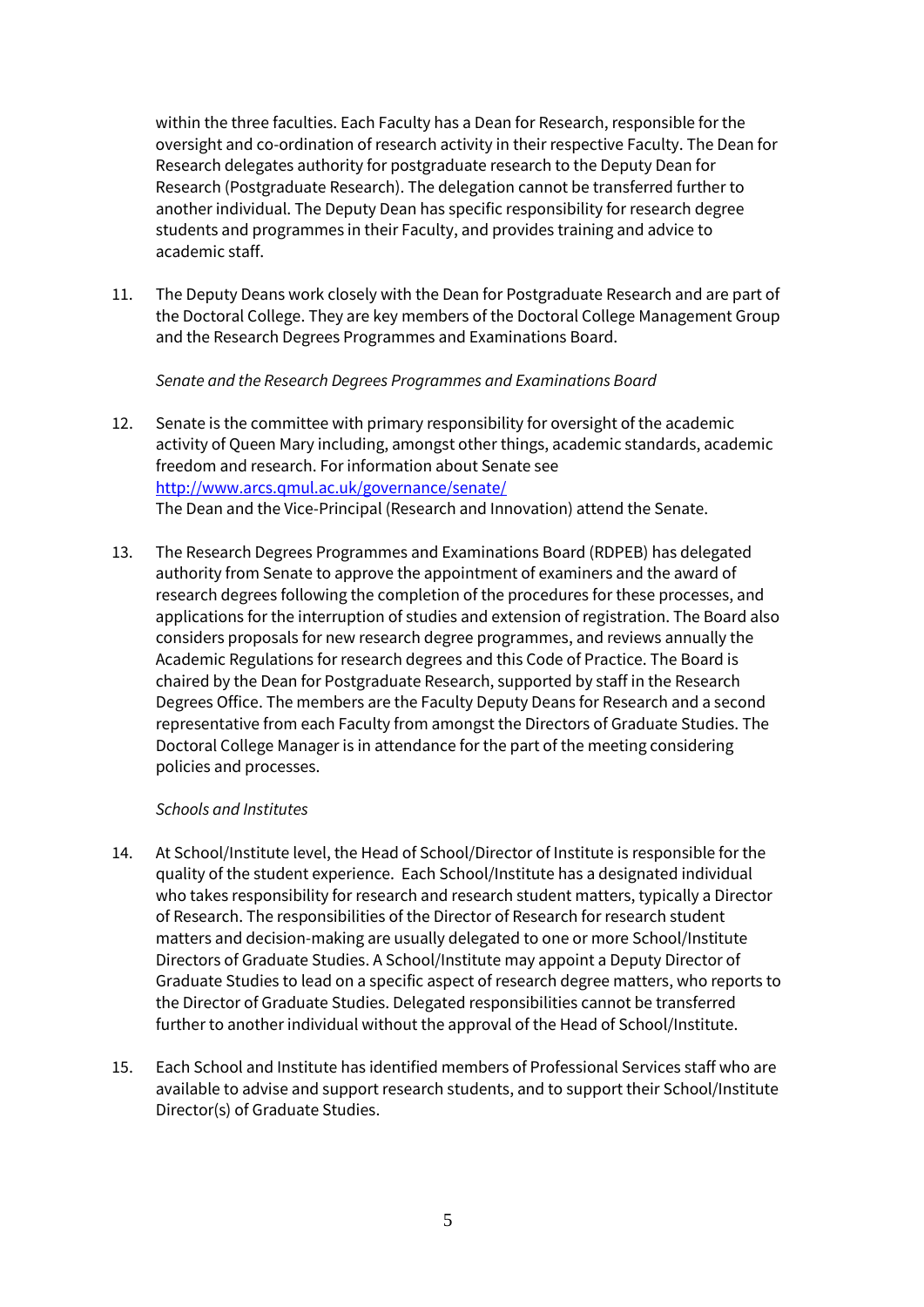within the three faculties. Each Faculty has a Dean for Research, responsible for the oversight and co-ordination of research activity in their respective Faculty. The Dean for Research delegates authority for postgraduate research to the Deputy Dean for Research (Postgraduate Research). The delegation cannot be transferred further to another individual. The Deputy Dean has specific responsibility for research degree students and programmes in their Faculty, and provides training and advice to academic staff.

11. The Deputy Deans work closely with the Dean for Postgraduate Research and are part of the Doctoral College. They are key members of the Doctoral College Management Group and the Research Degrees Programmes and Examinations Board.

*Senate and the Research Degrees Programmes and Examinations Board*

12. Senate is the committee with primary responsibility for oversight of the academic activity of Queen Mary including, amongst other things, academic standards, academic freedom and research. For information about Senate see [http://www.arcs.qmul.ac.uk/governance/senate/](http://www.arcs.qmul.ac.uk/governance/senate/)
The Dean and the Vice-Principal (Research and Innovation) attend the Senate.

13. The Research Degrees Programmes and Examinations Board (RDPEB) has delegated authority from Senate to approve the appointment of examiners and the award of research degrees following the completion of the procedures for these processes, and applications for the interruption of studies and extension of registration. The Board also considers proposals for new research degree programmes, and reviews annually the Academic Regulations for research degrees and this Code of Practice. The Board is chaired by the Dean for Postgraduate Research, supported by staff in the Research Degrees Office. The members are the Faculty Deputy Deans for Research and a second representative from each Faculty from amongst the Directors of Graduate Studies. The Doctoral College Manager is in attendance for the part of the meeting considering policies and processes.

*Schools and Institutes*

14. At School/Institute level, the Head of School/Director of Institute is responsible for the quality of the student experience. Each School/Institute has a designated individual who takes responsibility for research and research student matters, typically a Director of Research. The responsibilities of the Director of Research for research student matters and decision-making are usually delegated to one or more School/Institute Directors of Graduate Studies. A School/Institute may appoint a Deputy Director of Graduate Studies to lead on a specific aspect of research degree matters, who reports to the Director of Graduate Studies. Delegated responsibilities cannot be transferred further to another individual without the approval of the Head of School/Institute.

15. Each School and Institute has identified members of Professional Services staff who are available to advise and support research students, and to support their School/Institute Director(s) of Graduate Studies.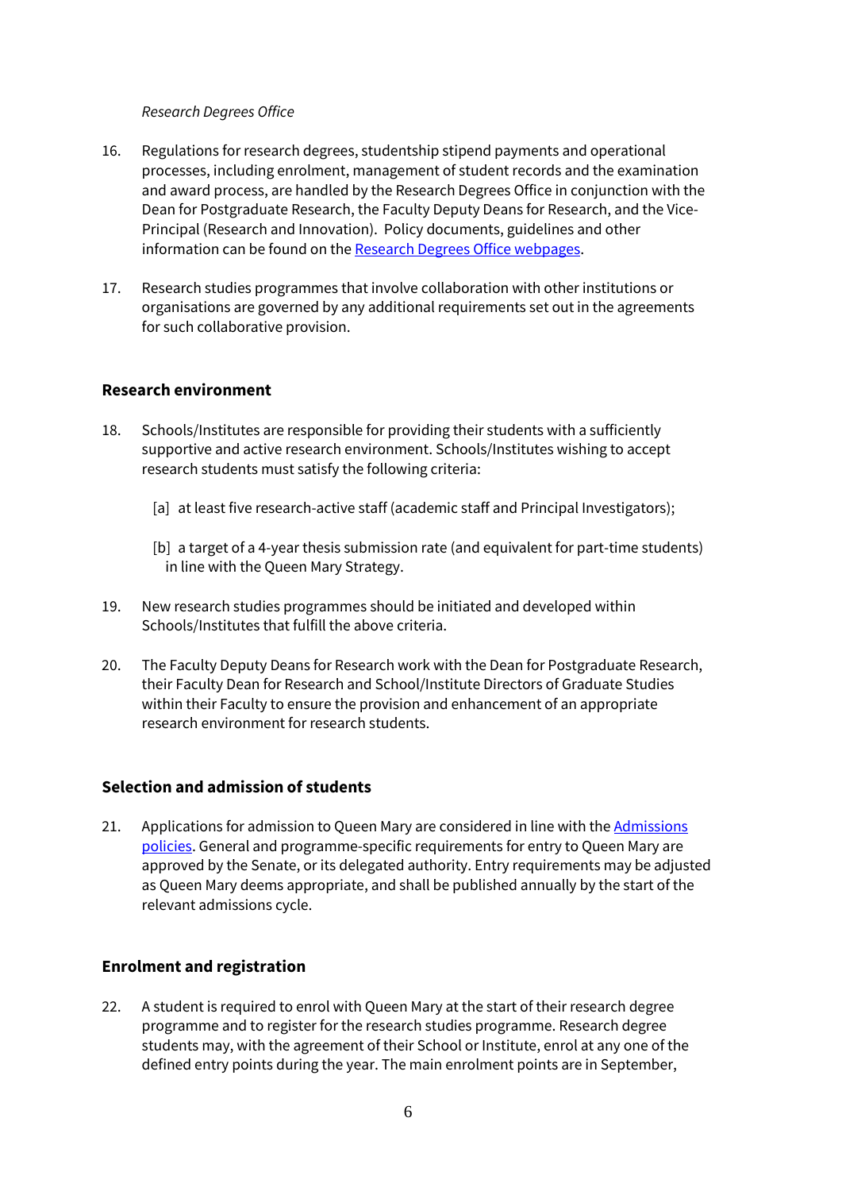*Research Degrees Office*

16. Regulations for research degrees, studentship stipend payments and operational processes, including enrolment, management of student records and the examination and award process, are handled by the Research Degrees Office in conjunction with the Dean for Postgraduate Research, the Faculty Deputy Deans for Research, and the Vice-Principal (Research and Innovation). Policy documents, guidelines and other information can be found on the Research Degrees Office webpages.

17. Research studies programmes that involve collaboration with other institutions or organisations are governed by any additional requirements set out in the agreements for such collaborative provision.

## Research environment

18. Schools/Institutes are responsible for providing their students with a sufficiently supportive and active research environment. Schools/Institutes wishing to accept research students must satisfy the following criteria:

    [a] at least five research-active staff (academic staff and Principal Investigators);

    [b] a target of a 4-year thesis submission rate (and equivalent for part-time students) in line with the Queen Mary Strategy.

19. New research studies programmes should be initiated and developed within Schools/Institutes that fulfill the above criteria.

20. The Faculty Deputy Deans for Research work with the Dean for Postgraduate Research, their Faculty Dean for Research and School/Institute Directors of Graduate Studies within their Faculty to ensure the provision and enhancement of an appropriate research environment for research students.

## Selection and admission of students

21. Applications for admission to Queen Mary are considered in line with the Admissions policies. General and programme-specific requirements for entry to Queen Mary are approved by the Senate, or its delegated authority. Entry requirements may be adjusted as Queen Mary deems appropriate, and shall be published annually by the start of the relevant admissions cycle.

## Enrolment and registration

22. A student is required to enrol with Queen Mary at the start of their research degree programme and to register for the research studies programme. Research degree students may, with the agreement of their School or Institute, enrol at any one of the defined entry points during the year. The main enrolment points are in September,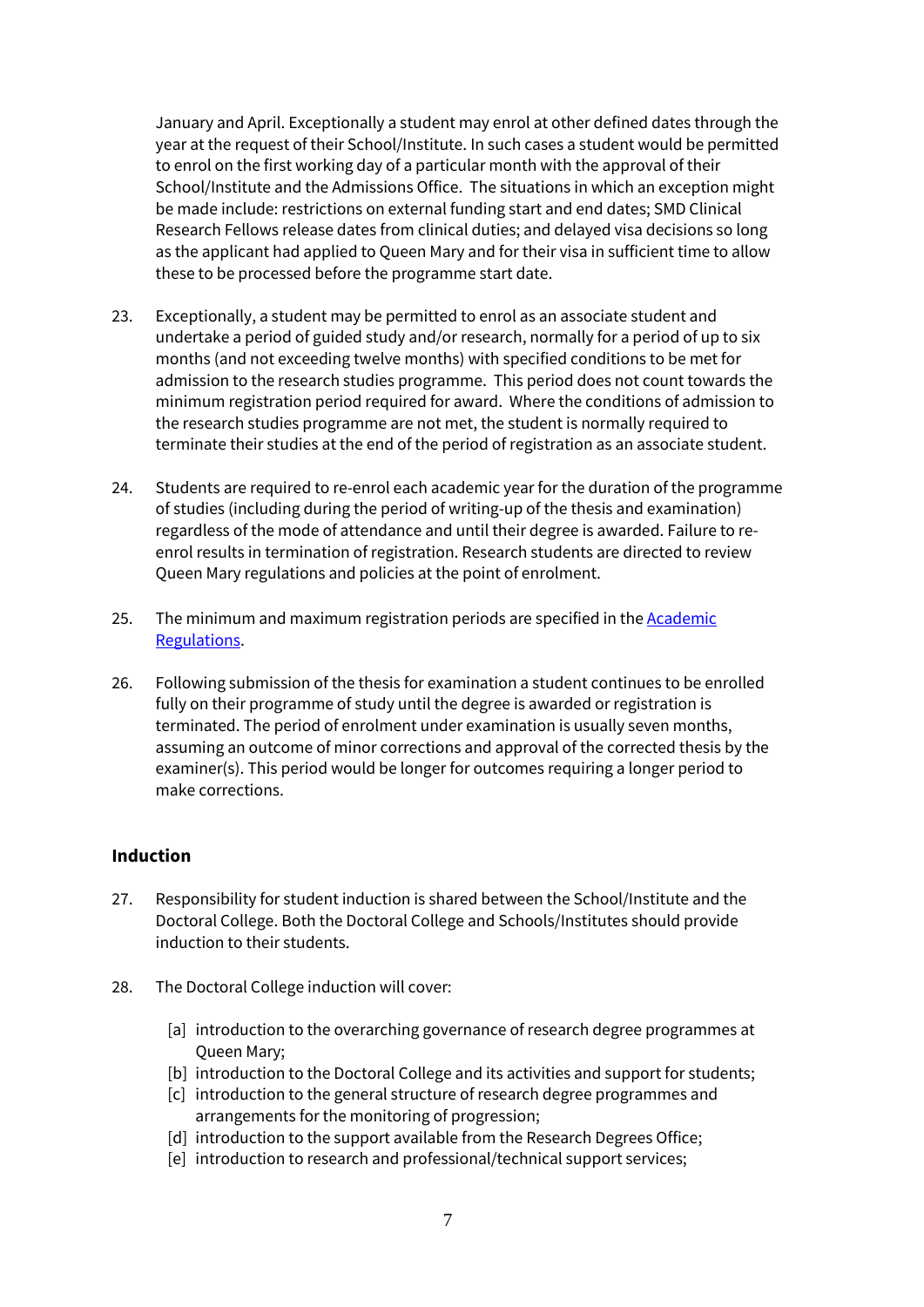January and April. Exceptionally a student may enrol at other defined dates through the year at the request of their School/Institute. In such cases a student would be permitted to enrol on the first working day of a particular month with the approval of their School/Institute and the Admissions Office. The situations in which an exception might be made include: restrictions on external funding start and end dates; SMD Clinical Research Fellows release dates from clinical duties; and delayed visa decisions so long as the applicant had applied to Queen Mary and for their visa in sufficient time to allow these to be processed before the programme start date.

23. Exceptionally, a student may be permitted to enrol as an associate student and undertake a period of guided study and/or research, normally for a period of up to six months (and not exceeding twelve months) with specified conditions to be met for admission to the research studies programme. This period does not count towards the minimum registration period required for award. Where the conditions of admission to the research studies programme are not met, the student is normally required to terminate their studies at the end of the period of registration as an associate student.

24. Students are required to re-enrol each academic year for the duration of the programme of studies (including during the period of writing-up of the thesis and examination) regardless of the mode of attendance and until their degree is awarded. Failure to re-enrol results in termination of registration. Research students are directed to review Queen Mary regulations and policies at the point of enrolment.

25. The minimum and maximum registration periods are specified in the [Academic Regulations](Academic Regulations).

26. Following submission of the thesis for examination a student continues to be enrolled fully on their programme of study until the degree is awarded or registration is terminated. The period of enrolment under examination is usually seven months, assuming an outcome of minor corrections and approval of the corrected thesis by the examiner(s). This period would be longer for outcomes requiring a longer period to make corrections.

## Induction

27. Responsibility for student induction is shared between the School/Institute and the Doctoral College. Both the Doctoral College and Schools/Institutes should provide induction to their students.

28. The Doctoral College induction will cover:

    [a] introduction to the overarching governance of research degree programmes at Queen Mary;
    [b] introduction to the Doctoral College and its activities and support for students;
    [c] introduction to the general structure of research degree programmes and arrangements for the monitoring of progression;
    [d] introduction to the support available from the Research Degrees Office;
    [e] introduction to research and professional/technical support services;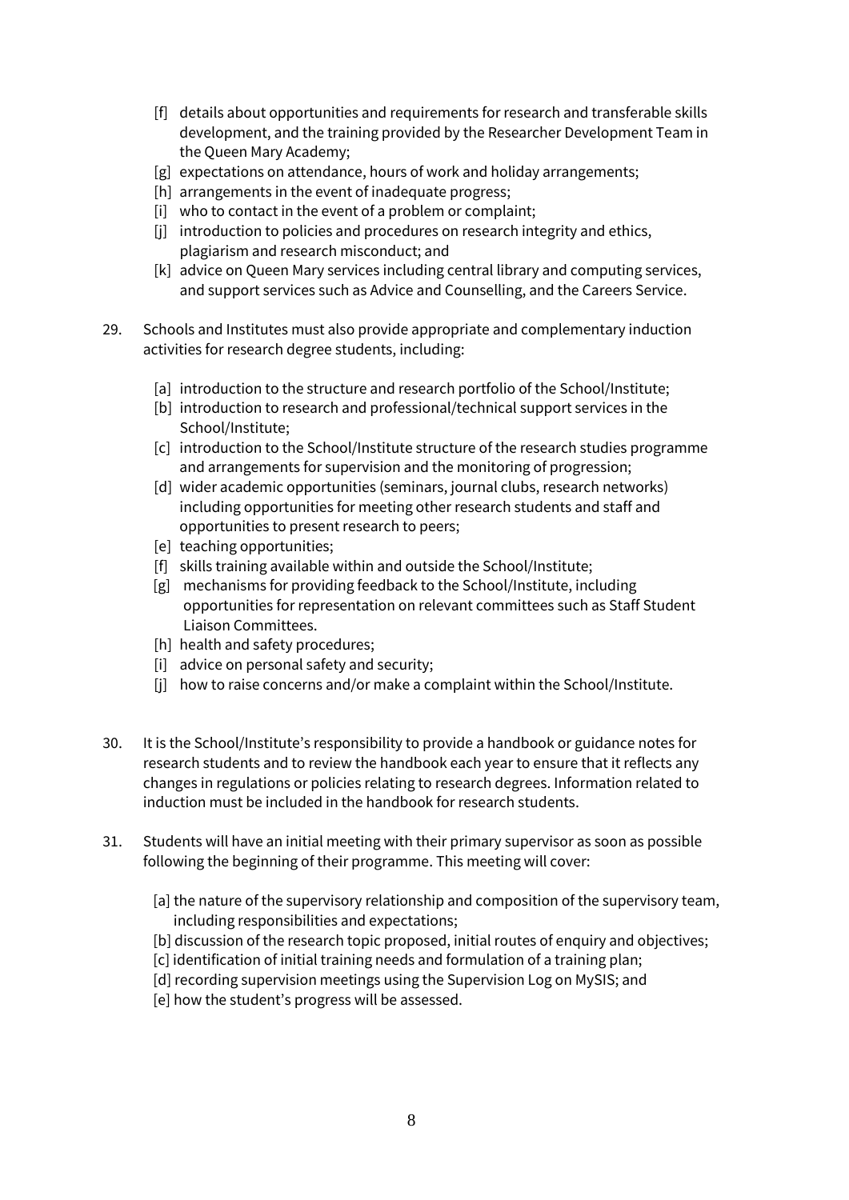[f] details about opportunities and requirements for research and transferable skills development, and the training provided by the Researcher Development Team in the Queen Mary Academy;
[g] expectations on attendance, hours of work and holiday arrangements;
[h] arrangements in the event of inadequate progress;
[i] who to contact in the event of a problem or complaint;
[j] introduction to policies and procedures on research integrity and ethics, plagiarism and research misconduct; and
[k] advice on Queen Mary services including central library and computing services, and support services such as Advice and Counselling, and the Careers Service.

29. Schools and Institutes must also provide appropriate and complementary induction activities for research degree students, including:

[a] introduction to the structure and research portfolio of the School/Institute;
[b] introduction to research and professional/technical support services in the School/Institute;
[c] introduction to the School/Institute structure of the research studies programme and arrangements for supervision and the monitoring of progression;
[d] wider academic opportunities (seminars, journal clubs, research networks) including opportunities for meeting other research students and staff and opportunities to present research to peers;
[e] teaching opportunities;
[f] skills training available within and outside the School/Institute;
[g] mechanisms for providing feedback to the School/Institute, including opportunities for representation on relevant committees such as Staff Student Liaison Committees.
[h] health and safety procedures;
[i] advice on personal safety and security;
[j] how to raise concerns and/or make a complaint within the School/Institute.

30. It is the School/Institute's responsibility to provide a handbook or guidance notes for research students and to review the handbook each year to ensure that it reflects any changes in regulations or policies relating to research degrees. Information related to induction must be included in the handbook for research students.

31. Students will have an initial meeting with their primary supervisor as soon as possible following the beginning of their programme. This meeting will cover:

[a] the nature of the supervisory relationship and composition of the supervisory team, including responsibilities and expectations;
[b] discussion of the research topic proposed, initial routes of enquiry and objectives;
[c] identification of initial training needs and formulation of a training plan;
[d] recording supervision meetings using the Supervision Log on MySIS; and
[e] how the student's progress will be assessed.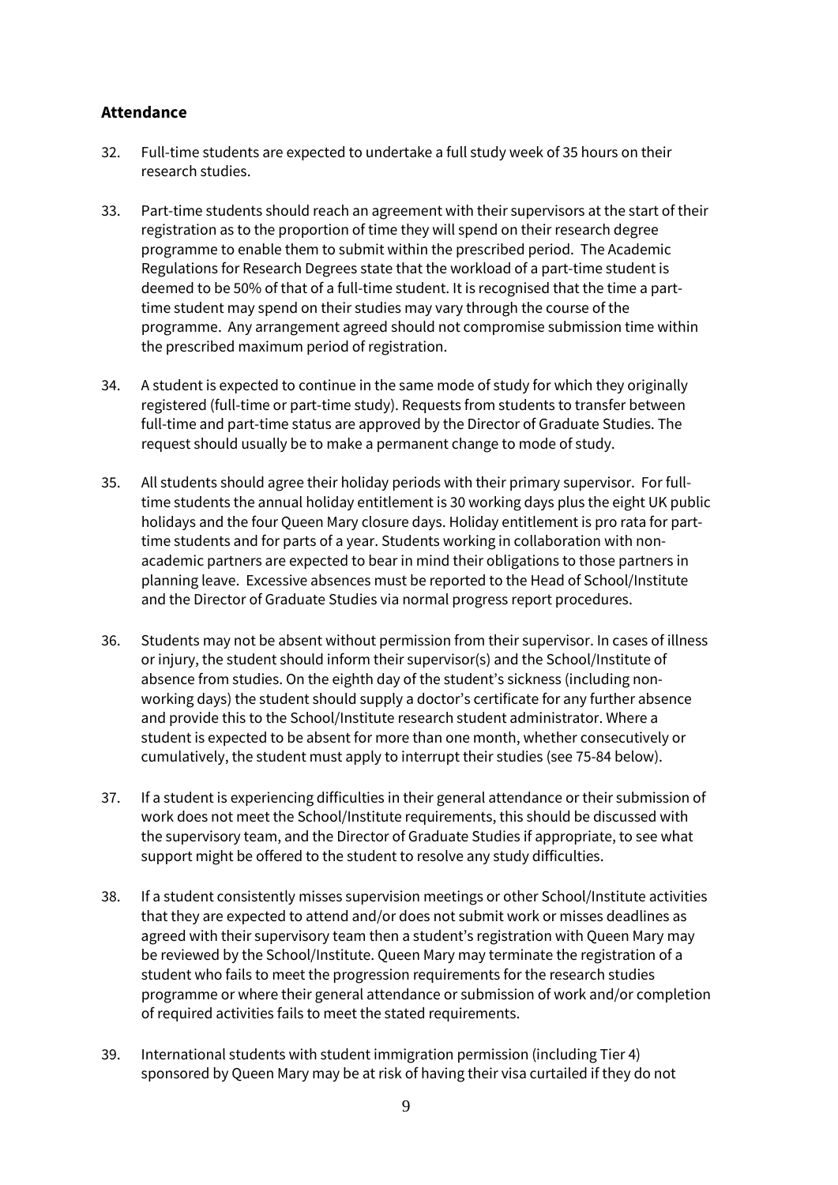## Attendance

32. Full-time students are expected to undertake a full study week of 35 hours on their research studies.

33. Part-time students should reach an agreement with their supervisors at the start of their registration as to the proportion of time they will spend on their research degree programme to enable them to submit within the prescribed period. The Academic Regulations for Research Degrees state that the workload of a part-time student is deemed to be 50% of that of a full-time student. It is recognised that the time a part-time student may spend on their studies may vary through the course of the programme. Any arrangement agreed should not compromise submission time within the prescribed maximum period of registration.

34. A student is expected to continue in the same mode of study for which they originally registered (full-time or part-time study). Requests from students to transfer between full-time and part-time status are approved by the Director of Graduate Studies. The request should usually be to make a permanent change to mode of study.

35. All students should agree their holiday periods with their primary supervisor. For full-time students the annual holiday entitlement is 30 working days plus the eight UK public holidays and the four Queen Mary closure days. Holiday entitlement is pro rata for part-time students and for parts of a year. Students working in collaboration with non-academic partners are expected to bear in mind their obligations to those partners in planning leave. Excessive absences must be reported to the Head of School/Institute and the Director of Graduate Studies via normal progress report procedures.

36. Students may not be absent without permission from their supervisor. In cases of illness or injury, the student should inform their supervisor(s) and the School/Institute of absence from studies. On the eighth day of the student's sickness (including non-working days) the student should supply a doctor's certificate for any further absence and provide this to the School/Institute research student administrator. Where a student is expected to be absent for more than one month, whether consecutively or cumulatively, the student must apply to interrupt their studies (see 75-84 below).

37. If a student is experiencing difficulties in their general attendance or their submission of work does not meet the School/Institute requirements, this should be discussed with the supervisory team, and the Director of Graduate Studies if appropriate, to see what support might be offered to the student to resolve any study difficulties.

38. If a student consistently misses supervision meetings or other School/Institute activities that they are expected to attend and/or does not submit work or misses deadlines as agreed with their supervisory team then a student's registration with Queen Mary may be reviewed by the School/Institute. Queen Mary may terminate the registration of a student who fails to meet the progression requirements for the research studies programme or where their general attendance or submission of work and/or completion of required activities fails to meet the stated requirements.

39. International students with student immigration permission (including Tier 4) sponsored by Queen Mary may be at risk of having their visa curtailed if they do not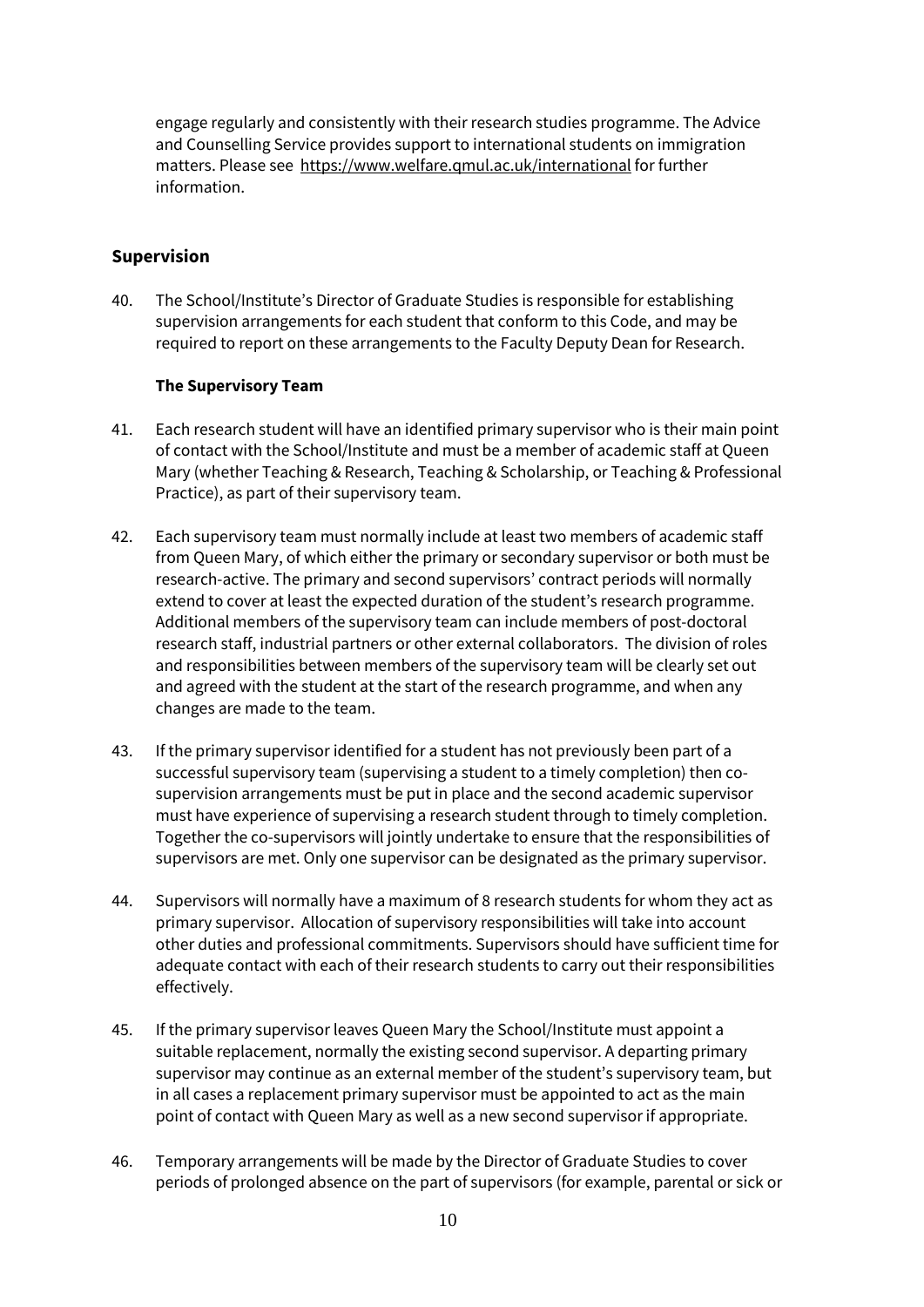engage regularly and consistently with their research studies programme. The Advice and Counselling Service provides support to international students on immigration matters. Please see https://www.welfare.qmul.ac.uk/international for further information.

## Supervision

40. The School/Institute's Director of Graduate Studies is responsible for establishing supervision arrangements for each student that conform to this Code, and may be required to report on these arrangements to the Faculty Deputy Dean for Research.

### The Supervisory Team

41. Each research student will have an identified primary supervisor who is their main point of contact with the School/Institute and must be a member of academic staff at Queen Mary (whether Teaching & Research, Teaching & Scholarship, or Teaching & Professional Practice), as part of their supervisory team.

42. Each supervisory team must normally include at least two members of academic staff from Queen Mary, of which either the primary or secondary supervisor or both must be research-active. The primary and second supervisors' contract periods will normally extend to cover at least the expected duration of the student's research programme. Additional members of the supervisory team can include members of post-doctoral research staff, industrial partners or other external collaborators. The division of roles and responsibilities between members of the supervisory team will be clearly set out and agreed with the student at the start of the research programme, and when any changes are made to the team.

43. If the primary supervisor identified for a student has not previously been part of a successful supervisory team (supervising a student to a timely completion) then co-supervision arrangements must be put in place and the second academic supervisor must have experience of supervising a research student through to timely completion. Together the co-supervisors will jointly undertake to ensure that the responsibilities of supervisors are met. Only one supervisor can be designated as the primary supervisor.

44. Supervisors will normally have a maximum of 8 research students for whom they act as primary supervisor. Allocation of supervisory responsibilities will take into account other duties and professional commitments. Supervisors should have sufficient time for adequate contact with each of their research students to carry out their responsibilities effectively.

45. If the primary supervisor leaves Queen Mary the School/Institute must appoint a suitable replacement, normally the existing second supervisor. A departing primary supervisor may continue as an external member of the student's supervisory team, but in all cases a replacement primary supervisor must be appointed to act as the main point of contact with Queen Mary as well as a new second supervisor if appropriate.

46. Temporary arrangements will be made by the Director of Graduate Studies to cover periods of prolonged absence on the part of supervisors (for example, parental or sick or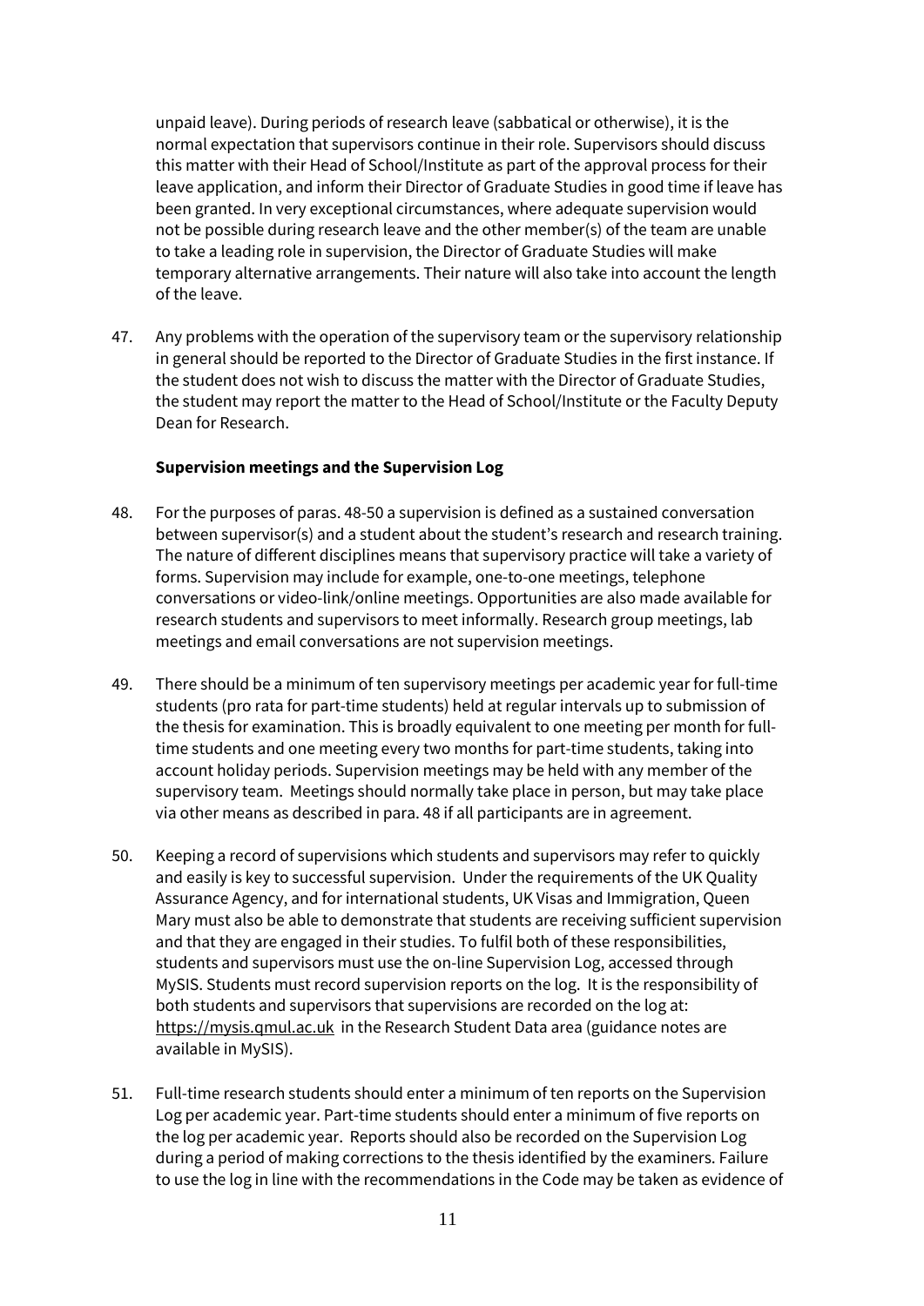unpaid leave). During periods of research leave (sabbatical or otherwise), it is the normal expectation that supervisors continue in their role. Supervisors should discuss this matter with their Head of School/Institute as part of the approval process for their leave application, and inform their Director of Graduate Studies in good time if leave has been granted. In very exceptional circumstances, where adequate supervision would not be possible during research leave and the other member(s) of the team are unable to take a leading role in supervision, the Director of Graduate Studies will make temporary alternative arrangements. Their nature will also take into account the length of the leave.

47. Any problems with the operation of the supervisory team or the supervisory relationship in general should be reported to the Director of Graduate Studies in the first instance. If the student does not wish to discuss the matter with the Director of Graduate Studies, the student may report the matter to the Head of School/Institute or the Faculty Deputy Dean for Research.

**Supervision meetings and the Supervision Log**

48. For the purposes of paras. 48-50 a supervision is defined as a sustained conversation between supervisor(s) and a student about the student's research and research training. The nature of different disciplines means that supervisory practice will take a variety of forms. Supervision may include for example, one-to-one meetings, telephone conversations or video-link/online meetings. Opportunities are also made available for research students and supervisors to meet informally. Research group meetings, lab meetings and email conversations are not supervision meetings.

49. There should be a minimum of ten supervisory meetings per academic year for full-time students (pro rata for part-time students) held at regular intervals up to submission of the thesis for examination. This is broadly equivalent to one meeting per month for full-time students and one meeting every two months for part-time students, taking into account holiday periods. Supervision meetings may be held with any member of the supervisory team. Meetings should normally take place in person, but may take place via other means as described in para. 48 if all participants are in agreement.

50. Keeping a record of supervisions which students and supervisors may refer to quickly and easily is key to successful supervision. Under the requirements of the UK Quality Assurance Agency, and for international students, UK Visas and Immigration, Queen Mary must also be able to demonstrate that students are receiving sufficient supervision and that they are engaged in their studies. To fulfil both of these responsibilities, students and supervisors must use the on-line Supervision Log, accessed through MySIS. Students must record supervision reports on the log. It is the responsibility of both students and supervisors that supervisions are recorded on the log at: https://mysis.qmul.ac.uk in the Research Student Data area (guidance notes are available in MySIS).

51. Full-time research students should enter a minimum of ten reports on the Supervision Log per academic year. Part-time students should enter a minimum of five reports on the log per academic year. Reports should also be recorded on the Supervision Log during a period of making corrections to the thesis identified by the examiners. Failure to use the log in line with the recommendations in the Code may be taken as evidence of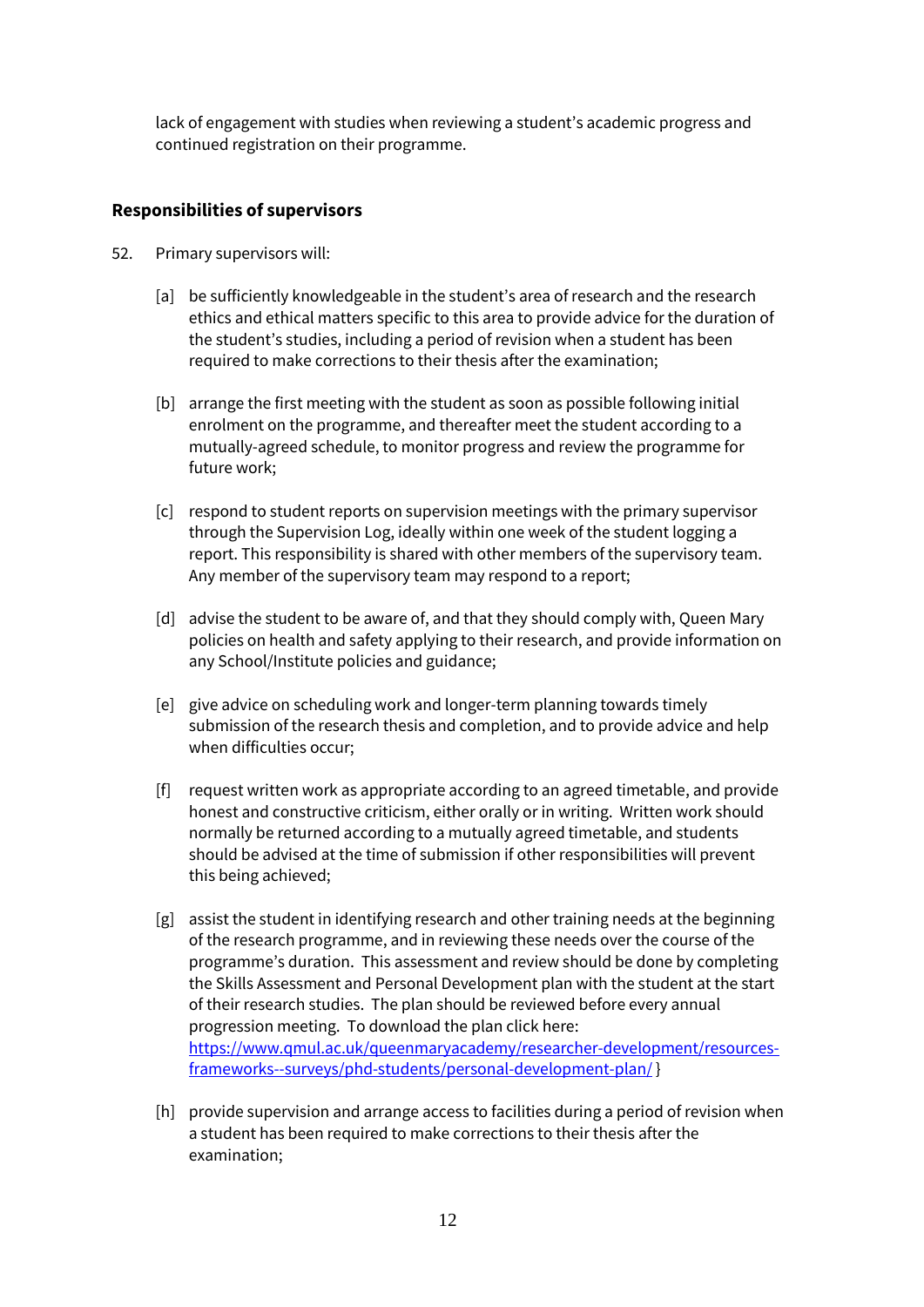lack of engagement with studies when reviewing a student's academic progress and continued registration on their programme.

## Responsibilities of supervisors

52. Primary supervisors will:

    [a] be sufficiently knowledgeable in the student's area of research and the research ethics and ethical matters specific to this area to provide advice for the duration of the student's studies, including a period of revision when a student has been required to make corrections to their thesis after the examination;

    [b] arrange the first meeting with the student as soon as possible following initial enrolment on the programme, and thereafter meet the student according to a mutually-agreed schedule, to monitor progress and review the programme for future work;

    [c] respond to student reports on supervision meetings with the primary supervisor through the Supervision Log, ideally within one week of the student logging a report. This responsibility is shared with other members of the supervisory team. Any member of the supervisory team may respond to a report;

    [d] advise the student to be aware of, and that they should comply with, Queen Mary policies on health and safety applying to their research, and provide information on any School/Institute policies and guidance;

    [e] give advice on scheduling work and longer-term planning towards timely submission of the research thesis and completion, and to provide advice and help when difficulties occur;

    [f] request written work as appropriate according to an agreed timetable, and provide honest and constructive criticism, either orally or in writing. Written work should normally be returned according to a mutually agreed timetable, and students should be advised at the time of submission if other responsibilities will prevent this being achieved;

    [g] assist the student in identifying research and other training needs at the beginning of the research programme, and in reviewing these needs over the course of the programme's duration. This assessment and review should be done by completing the Skills Assessment and Personal Development plan with the student at the start of their research studies. The plan should be reviewed before every annual progression meeting. To download the plan click here: [https://www.qmul.ac.uk/queenmaryacademy/researcher-development/resources-frameworks--surveys/phd-students/personal-development-plan/](https://www.qmul.ac.uk/queenmaryacademy/researcher-development/resources-frameworks--surveys/phd-students/personal-development-plan/) }

    [h] provide supervision and arrange access to facilities during a period of revision when a student has been required to make corrections to their thesis after the examination;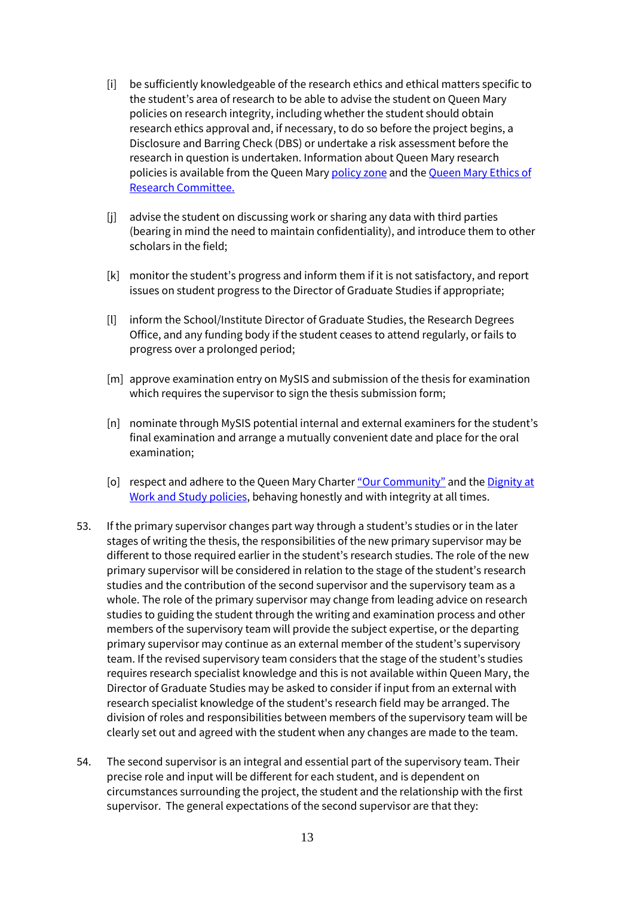[i] be sufficiently knowledgeable of the research ethics and ethical matters specific to the student's area of research to be able to advise the student on Queen Mary policies on research integrity, including whether the student should obtain research ethics approval and, if necessary, to do so before the project begins, a Disclosure and Barring Check (DBS) or undertake a risk assessment before the research in question is undertaken. Information about Queen Mary research policies is available from the Queen Mary policy zone and the Queen Mary Ethics of Research Committee.

[j] advise the student on discussing work or sharing any data with third parties (bearing in mind the need to maintain confidentiality), and introduce them to other scholars in the field;

[k] monitor the student's progress and inform them if it is not satisfactory, and report issues on student progress to the Director of Graduate Studies if appropriate;

[l] inform the School/Institute Director of Graduate Studies, the Research Degrees Office, and any funding body if the student ceases to attend regularly, or fails to progress over a prolonged period;

[m] approve examination entry on MySIS and submission of the thesis for examination which requires the supervisor to sign the thesis submission form;

[n] nominate through MySIS potential internal and external examiners for the student's final examination and arrange a mutually convenient date and place for the oral examination;

[o] respect and adhere to the Queen Mary Charter "Our Community" and the Dignity at Work and Study policies, behaving honestly and with integrity at all times.

53. If the primary supervisor changes part way through a student's studies or in the later stages of writing the thesis, the responsibilities of the new primary supervisor may be different to those required earlier in the student's research studies. The role of the new primary supervisor will be considered in relation to the stage of the student's research studies and the contribution of the second supervisor and the supervisory team as a whole. The role of the primary supervisor may change from leading advice on research studies to guiding the student through the writing and examination process and other members of the supervisory team will provide the subject expertise, or the departing primary supervisor may continue as an external member of the student's supervisory team. If the revised supervisory team considers that the stage of the student's studies requires research specialist knowledge and this is not available within Queen Mary, the Director of Graduate Studies may be asked to consider if input from an external with research specialist knowledge of the student's research field may be arranged. The division of roles and responsibilities between members of the supervisory team will be clearly set out and agreed with the student when any changes are made to the team.

54. The second supervisor is an integral and essential part of the supervisory team. Their precise role and input will be different for each student, and is dependent on circumstances surrounding the project, the student and the relationship with the first supervisor. The general expectations of the second supervisor are that they: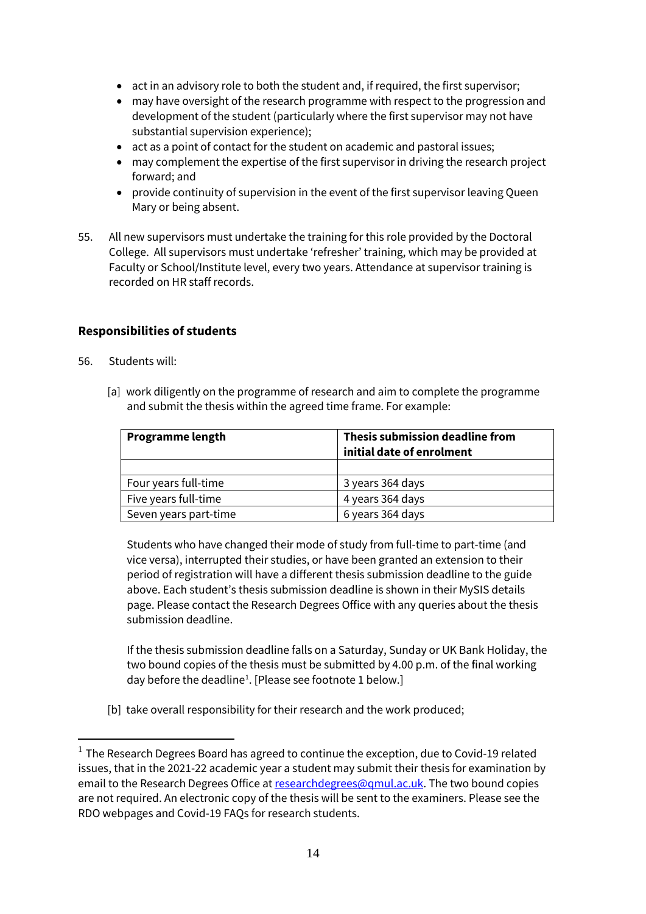- act in an advisory role to both the student and, if required, the first supervisor;
- may have oversight of the research programme with respect to the progression and development of the student (particularly where the first supervisor may not have substantial supervision experience);
- act as a point of contact for the student on academic and pastoral issues;
- may complement the expertise of the first supervisor in driving the research project forward; and
- provide continuity of supervision in the event of the first supervisor leaving Queen Mary or being absent.

55. All new supervisors must undertake the training for this role provided by the Doctoral College. All supervisors must undertake 'refresher' training, which may be provided at Faculty or School/Institute level, every two years. Attendance at supervisor training is recorded on HR staff records.

## Responsibilities of students

56. Students will:

[a] work diligently on the programme of research and aim to complete the programme and submit the thesis within the agreed time frame. For example:

| Programme length | Thesis submission deadline from initial date of enrolment |
|---|---|
| | |
| Four years full-time | 3 years 364 days |
| Five years full-time | 4 years 364 days |
| Seven years part-time | 6 years 364 days |

Students who have changed their mode of study from full-time to part-time (and vice versa), interrupted their studies, or have been granted an extension to their period of registration will have a different thesis submission deadline to the guide above. Each student's thesis submission deadline is shown in their MySIS details page. Please contact the Research Degrees Office with any queries about the thesis submission deadline.

If the thesis submission deadline falls on a Saturday, Sunday or UK Bank Holiday, the two bound copies of the thesis must be submitted by 4.00 p.m. of the final working day before the deadline[1]. [Please see footnote 1 below.]

[b] take overall responsibility for their research and the work produced;

[1] The Research Degrees Board has agreed to continue the exception, due to Covid-19 related issues, that in the 2021-22 academic year a student may submit their thesis for examination by email to the Research Degrees Office at researchdegrees@qmul.ac.uk. The two bound copies are not required. An electronic copy of the thesis will be sent to the examiners. Please see the RDO webpages and Covid-19 FAQs for research students.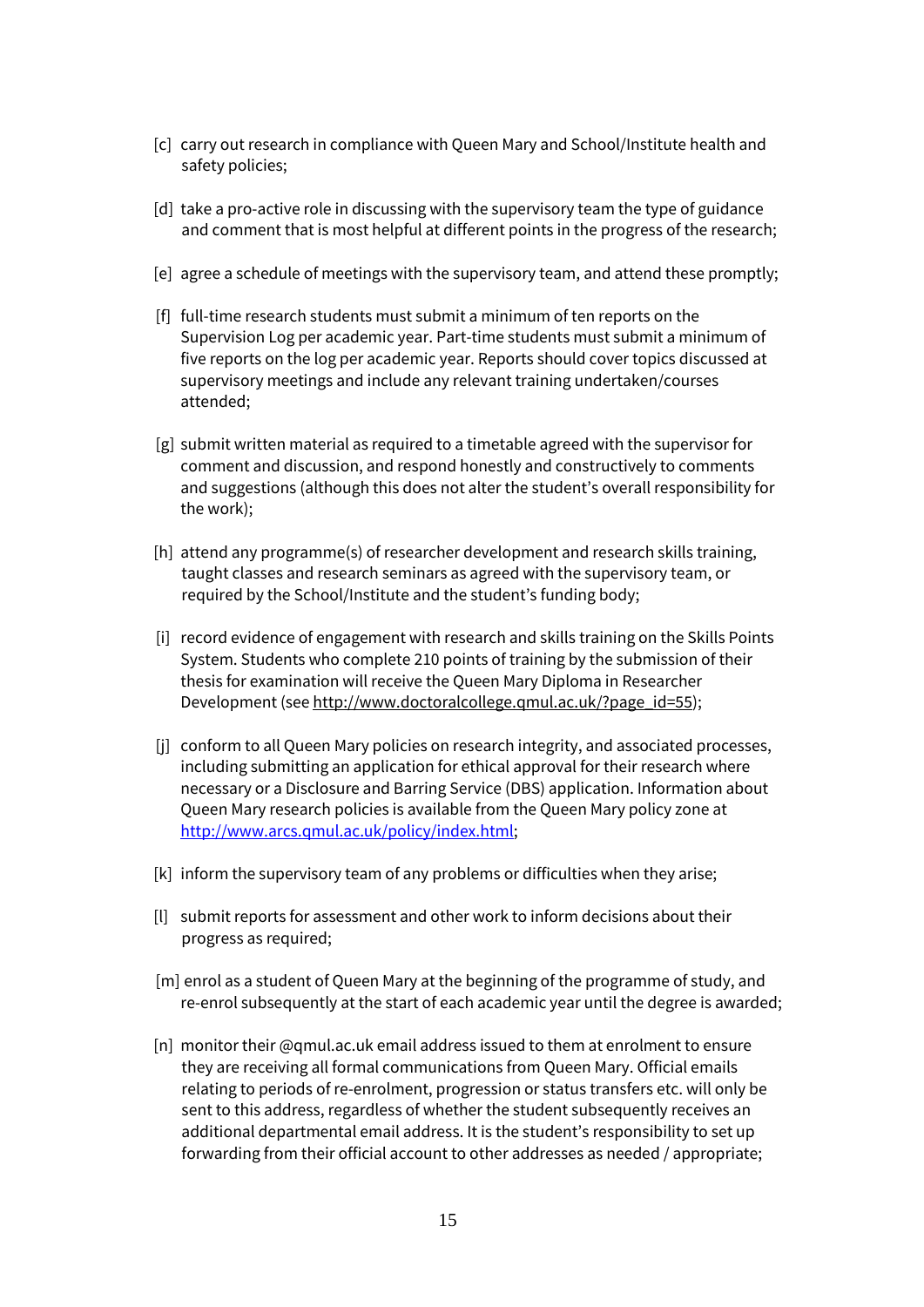[c] carry out research in compliance with Queen Mary and School/Institute health and safety policies;

[d] take a pro-active role in discussing with the supervisory team the type of guidance and comment that is most helpful at different points in the progress of the research;

[e] agree a schedule of meetings with the supervisory team, and attend these promptly;

[f] full-time research students must submit a minimum of ten reports on the Supervision Log per academic year. Part-time students must submit a minimum of five reports on the log per academic year. Reports should cover topics discussed at supervisory meetings and include any relevant training undertaken/courses attended;

[g] submit written material as required to a timetable agreed with the supervisor for comment and discussion, and respond honestly and constructively to comments and suggestions (although this does not alter the student's overall responsibility for the work);

[h] attend any programme(s) of researcher development and research skills training, taught classes and research seminars as agreed with the supervisory team, or required by the School/Institute and the student's funding body;

[i] record evidence of engagement with research and skills training on the Skills Points System. Students who complete 210 points of training by the submission of their thesis for examination will receive the Queen Mary Diploma in Researcher Development (see http://www.doctoralcollege.qmul.ac.uk/?page_id=55);

[j] conform to all Queen Mary policies on research integrity, and associated processes, including submitting an application for ethical approval for their research where necessary or a Disclosure and Barring Service (DBS) application. Information about Queen Mary research policies is available from the Queen Mary policy zone at http://www.arcs.qmul.ac.uk/policy/index.html;

[k] inform the supervisory team of any problems or difficulties when they arise;

[l] submit reports for assessment and other work to inform decisions about their progress as required;

[m] enrol as a student of Queen Mary at the beginning of the programme of study, and re-enrol subsequently at the start of each academic year until the degree is awarded;

[n] monitor their @qmul.ac.uk email address issued to them at enrolment to ensure they are receiving all formal communications from Queen Mary. Official emails relating to periods of re-enrolment, progression or status transfers etc. will only be sent to this address, regardless of whether the student subsequently receives an additional departmental email address. It is the student's responsibility to set up forwarding from their official account to other addresses as needed / appropriate;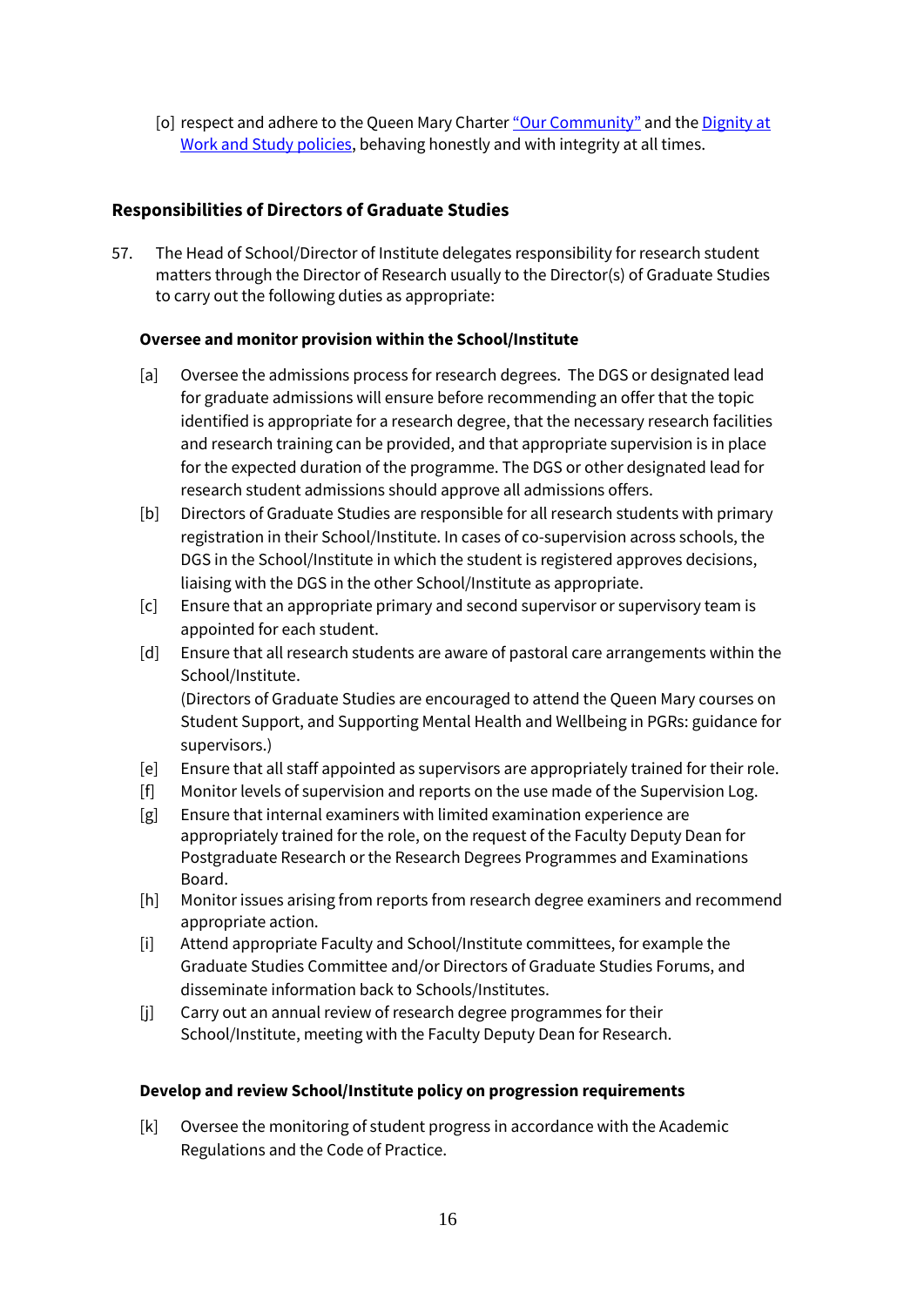[o] respect and adhere to the Queen Mary Charter "Our Community" and the Dignity at Work and Study policies, behaving honestly and with integrity at all times.

## Responsibilities of Directors of Graduate Studies

57. The Head of School/Director of Institute delegates responsibility for research student matters through the Director of Research usually to the Director(s) of Graduate Studies to carry out the following duties as appropriate:

### Oversee and monitor provision within the School/Institute

[a] Oversee the admissions process for research degrees. The DGS or designated lead for graduate admissions will ensure before recommending an offer that the topic identified is appropriate for a research degree, that the necessary research facilities and research training can be provided, and that appropriate supervision is in place for the expected duration of the programme. The DGS or other designated lead for research student admissions should approve all admissions offers.

[b] Directors of Graduate Studies are responsible for all research students with primary registration in their School/Institute. In cases of co-supervision across schools, the DGS in the School/Institute in which the student is registered approves decisions, liaising with the DGS in the other School/Institute as appropriate.

[c] Ensure that an appropriate primary and second supervisor or supervisory team is appointed for each student.

[d] Ensure that all research students are aware of pastoral care arrangements within the School/Institute.
(Directors of Graduate Studies are encouraged to attend the Queen Mary courses on Student Support, and Supporting Mental Health and Wellbeing in PGRs: guidance for supervisors.)

[e] Ensure that all staff appointed as supervisors are appropriately trained for their role.

[f] Monitor levels of supervision and reports on the use made of the Supervision Log.

[g] Ensure that internal examiners with limited examination experience are appropriately trained for the role, on the request of the Faculty Deputy Dean for Postgraduate Research or the Research Degrees Programmes and Examinations Board.

[h] Monitor issues arising from reports from research degree examiners and recommend appropriate action.

[i] Attend appropriate Faculty and School/Institute committees, for example the Graduate Studies Committee and/or Directors of Graduate Studies Forums, and disseminate information back to Schools/Institutes.

[j] Carry out an annual review of research degree programmes for their School/Institute, meeting with the Faculty Deputy Dean for Research.

### Develop and review School/Institute policy on progression requirements

[k] Oversee the monitoring of student progress in accordance with the Academic Regulations and the Code of Practice.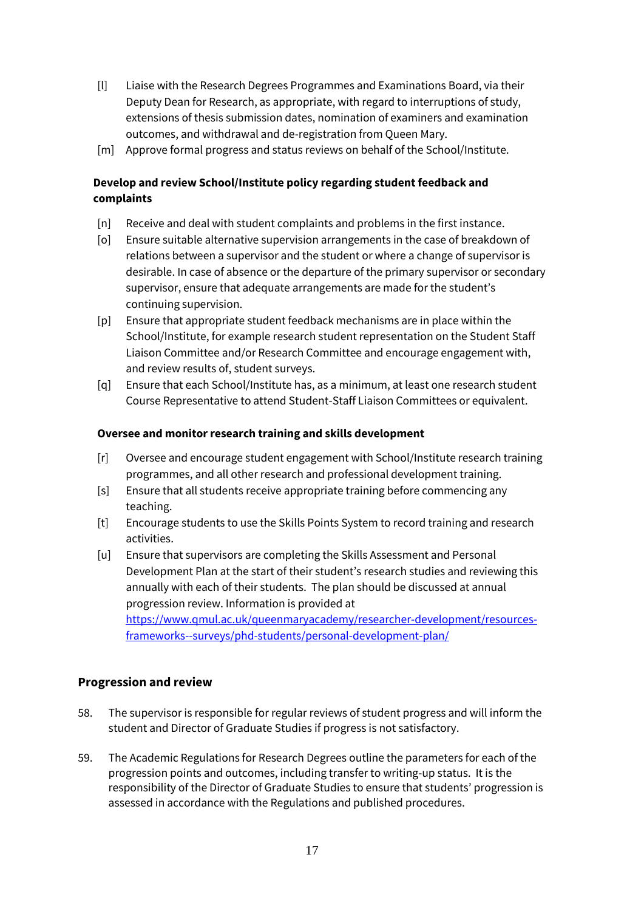[l] Liaise with the Research Degrees Programmes and Examinations Board, via their Deputy Dean for Research, as appropriate, with regard to interruptions of study, extensions of thesis submission dates, nomination of examiners and examination outcomes, and withdrawal and de-registration from Queen Mary.

[m] Approve formal progress and status reviews on behalf of the School/Institute.

**Develop and review School/Institute policy regarding student feedback and complaints**

[n] Receive and deal with student complaints and problems in the first instance.

[o] Ensure suitable alternative supervision arrangements in the case of breakdown of relations between a supervisor and the student or where a change of supervisor is desirable. In case of absence or the departure of the primary supervisor or secondary supervisor, ensure that adequate arrangements are made for the student's continuing supervision.

[p] Ensure that appropriate student feedback mechanisms are in place within the School/Institute, for example research student representation on the Student Staff Liaison Committee and/or Research Committee and encourage engagement with, and review results of, student surveys.

[q] Ensure that each School/Institute has, as a minimum, at least one research student Course Representative to attend Student-Staff Liaison Committees or equivalent.

**Oversee and monitor research training and skills development**

[r] Oversee and encourage student engagement with School/Institute research training programmes, and all other research and professional development training.

[s] Ensure that all students receive appropriate training before commencing any teaching.

[t] Encourage students to use the Skills Points System to record training and research activities.

[u] Ensure that supervisors are completing the Skills Assessment and Personal Development Plan at the start of their student's research studies and reviewing this annually with each of their students. The plan should be discussed at annual progression review. Information is provided at https://www.qmul.ac.uk/queenmaryacademy/researcher-development/resources-frameworks--surveys/phd-students/personal-development-plan/

## Progression and review

58. The supervisor is responsible for regular reviews of student progress and will inform the student and Director of Graduate Studies if progress is not satisfactory.

59. The Academic Regulations for Research Degrees outline the parameters for each of the progression points and outcomes, including transfer to writing-up status. It is the responsibility of the Director of Graduate Studies to ensure that students' progression is assessed in accordance with the Regulations and published procedures.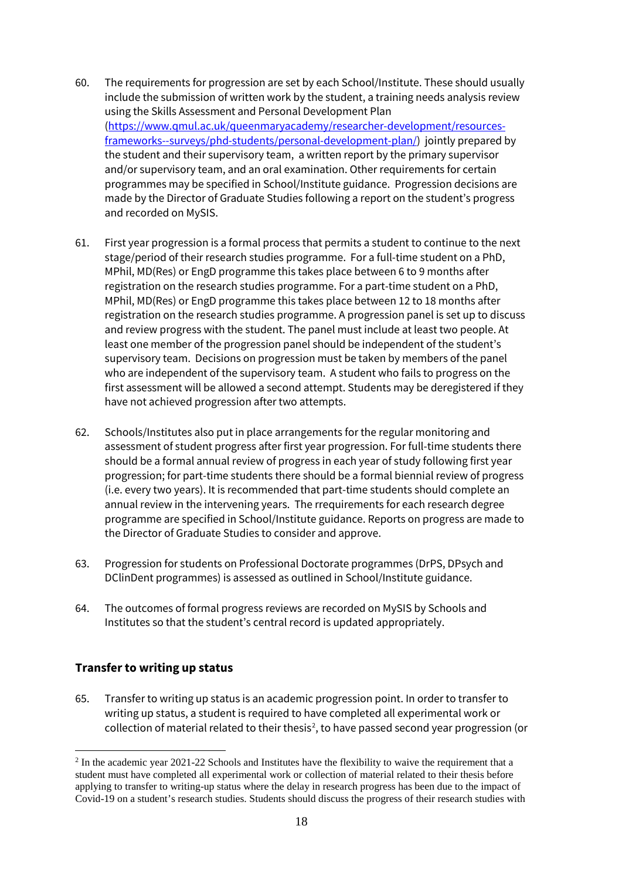60. The requirements for progression are set by each School/Institute. These should usually include the submission of written work by the student, a training needs analysis review using the Skills Assessment and Personal Development Plan ([https://www.qmul.ac.uk/queenmaryacademy/researcher-development/resources-frameworks--surveys/phd-students/personal-development-plan/](https://www.qmul.ac.uk/queenmaryacademy/researcher-development/resources-frameworks--surveys/phd-students/personal-development-plan/)) jointly prepared by the student and their supervisory team, a written report by the primary supervisor and/or supervisory team, and an oral examination. Other requirements for certain programmes may be specified in School/Institute guidance. Progression decisions are made by the Director of Graduate Studies following a report on the student's progress and recorded on MySIS.

61. First year progression is a formal process that permits a student to continue to the next stage/period of their research studies programme. For a full-time student on a PhD, MPhil, MD(Res) or EngD programme this takes place between 6 to 9 months after registration on the research studies programme. For a part-time student on a PhD, MPhil, MD(Res) or EngD programme this takes place between 12 to 18 months after registration on the research studies programme. A progression panel is set up to discuss and review progress with the student. The panel must include at least two people. At least one member of the progression panel should be independent of the student's supervisory team. Decisions on progression must be taken by members of the panel who are independent of the supervisory team. A student who fails to progress on the first assessment will be allowed a second attempt. Students may be deregistered if they have not achieved progression after two attempts.

62. Schools/Institutes also put in place arrangements for the regular monitoring and assessment of student progress after first year progression. For full-time students there should be a formal annual review of progress in each year of study following first year progression; for part-time students there should be a formal biennial review of progress (i.e. every two years). It is recommended that part-time students should complete an annual review in the intervening years. The rrequirements for each research degree programme are specified in School/Institute guidance. Reports on progress are made to the Director of Graduate Studies to consider and approve.

63. Progression for students on Professional Doctorate programmes (DrPS, DPsych and DClinDent programmes) is assessed as outlined in School/Institute guidance.

64. The outcomes of formal progress reviews are recorded on MySIS by Schools and Institutes so that the student's central record is updated appropriately.

## Transfer to writing up status

65. Transfer to writing up status is an academic progression point. In order to transfer to writing up status, a student is required to have completed all experimental work or collection of material related to their thesis[2], to have passed second year progression (or

---

[2] In the academic year 2021-22 Schools and Institutes have the flexibility to waive the requirement that a student must have completed all experimental work or collection of material related to their thesis before applying to transfer to writing-up status where the delay in research progress has been due to the impact of Covid-19 on a student's research studies. Students should discuss the progress of their research studies with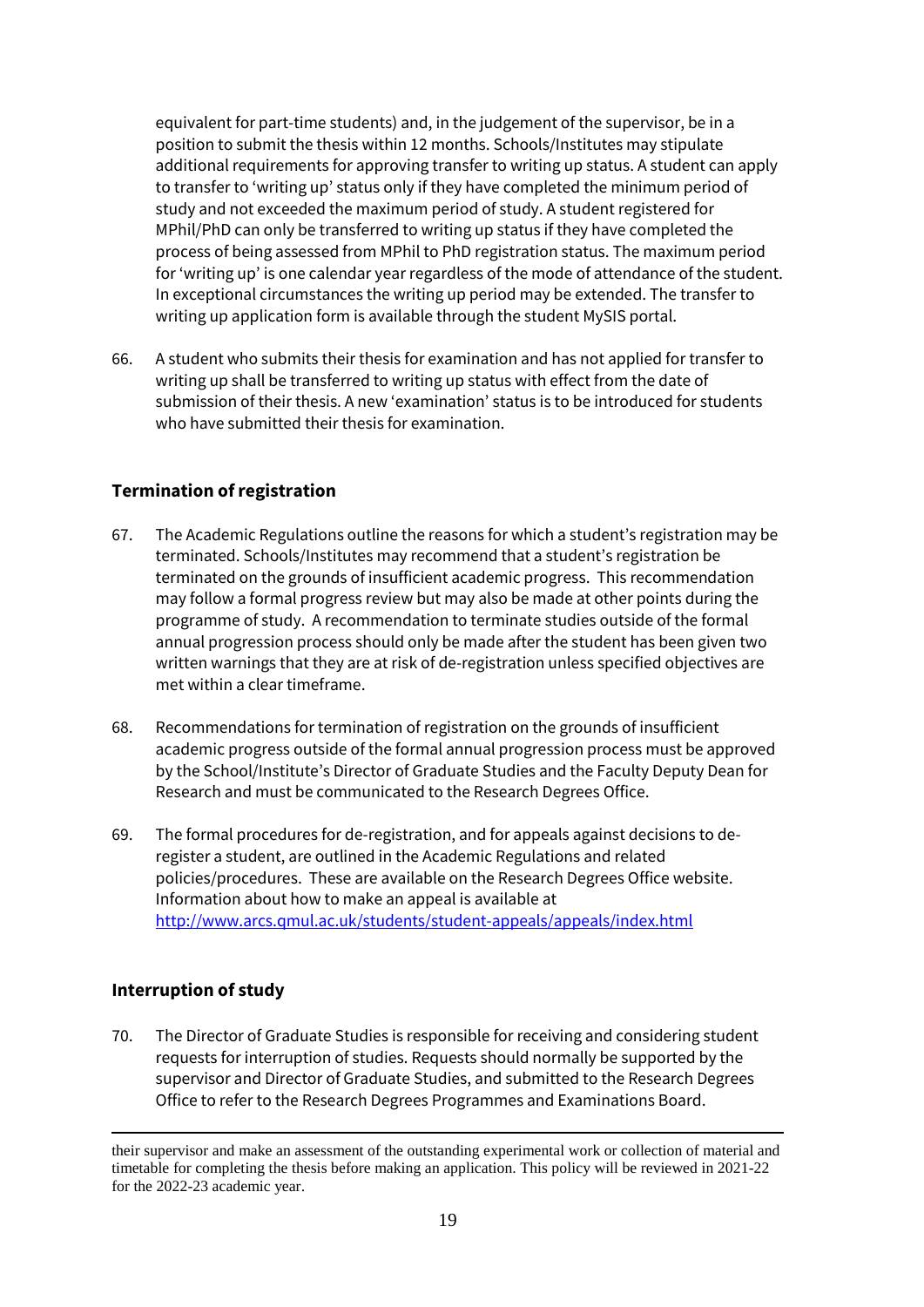equivalent for part-time students) and, in the judgement of the supervisor, be in a position to submit the thesis within 12 months. Schools/Institutes may stipulate additional requirements for approving transfer to writing up status. A student can apply to transfer to 'writing up' status only if they have completed the minimum period of study and not exceeded the maximum period of study. A student registered for MPhil/PhD can only be transferred to writing up status if they have completed the process of being assessed from MPhil to PhD registration status. The maximum period for 'writing up' is one calendar year regardless of the mode of attendance of the student. In exceptional circumstances the writing up period may be extended. The transfer to writing up application form is available through the student MySIS portal.

66. A student who submits their thesis for examination and has not applied for transfer to writing up shall be transferred to writing up status with effect from the date of submission of their thesis. A new 'examination' status is to be introduced for students who have submitted their thesis for examination.

### Termination of registration

67. The Academic Regulations outline the reasons for which a student's registration may be terminated. Schools/Institutes may recommend that a student's registration be terminated on the grounds of insufficient academic progress. This recommendation may follow a formal progress review but may also be made at other points during the programme of study. A recommendation to terminate studies outside of the formal annual progression process should only be made after the student has been given two written warnings that they are at risk of de-registration unless specified objectives are met within a clear timeframe.

68. Recommendations for termination of registration on the grounds of insufficient academic progress outside of the formal annual progression process must be approved by the School/Institute's Director of Graduate Studies and the Faculty Deputy Dean for Research and must be communicated to the Research Degrees Office.

69. The formal procedures for de-registration, and for appeals against decisions to de-register a student, are outlined in the Academic Regulations and related policies/procedures. These are available on the Research Degrees Office website. Information about how to make an appeal is available at [http://www.arcs.qmul.ac.uk/students/student-appeals/appeals/index.html](http://www.arcs.qmul.ac.uk/students/student-appeals/appeals/index.html)

### Interruption of study

70. The Director of Graduate Studies is responsible for receiving and considering student requests for interruption of studies. Requests should normally be supported by the supervisor and Director of Graduate Studies, and submitted to the Research Degrees Office to refer to the Research Degrees Programmes and Examinations Board.

---

their supervisor and make an assessment of the outstanding experimental work or collection of material and timetable for completing the thesis before making an application. This policy will be reviewed in 2021-22 for the 2022-23 academic year.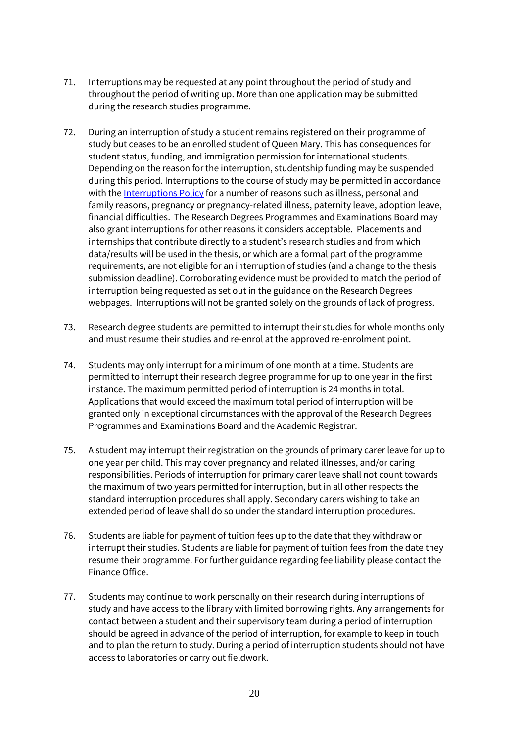71. Interruptions may be requested at any point throughout the period of study and throughout the period of writing up. More than one application may be submitted during the research studies programme.

72. During an interruption of study a student remains registered on their programme of study but ceases to be an enrolled student of Queen Mary. This has consequences for student status, funding, and immigration permission for international students. Depending on the reason for the interruption, studentship funding may be suspended during this period. Interruptions to the course of study may be permitted in accordance with the Interruptions Policy for a number of reasons such as illness, personal and family reasons, pregnancy or pregnancy-related illness, paternity leave, adoption leave, financial difficulties. The Research Degrees Programmes and Examinations Board may also grant interruptions for other reasons it considers acceptable. Placements and internships that contribute directly to a student's research studies and from which data/results will be used in the thesis, or which are a formal part of the programme requirements, are not eligible for an interruption of studies (and a change to the thesis submission deadline). Corroborating evidence must be provided to match the period of interruption being requested as set out in the guidance on the Research Degrees webpages. Interruptions will not be granted solely on the grounds of lack of progress.

73. Research degree students are permitted to interrupt their studies for whole months only and must resume their studies and re-enrol at the approved re-enrolment point.

74. Students may only interrupt for a minimum of one month at a time. Students are permitted to interrupt their research degree programme for up to one year in the first instance. The maximum permitted period of interruption is 24 months in total. Applications that would exceed the maximum total period of interruption will be granted only in exceptional circumstances with the approval of the Research Degrees Programmes and Examinations Board and the Academic Registrar.

75. A student may interrupt their registration on the grounds of primary carer leave for up to one year per child. This may cover pregnancy and related illnesses, and/or caring responsibilities. Periods of interruption for primary carer leave shall not count towards the maximum of two years permitted for interruption, but in all other respects the standard interruption procedures shall apply. Secondary carers wishing to take an extended period of leave shall do so under the standard interruption procedures.

76. Students are liable for payment of tuition fees up to the date that they withdraw or interrupt their studies. Students are liable for payment of tuition fees from the date they resume their programme. For further guidance regarding fee liability please contact the Finance Office.

77. Students may continue to work personally on their research during interruptions of study and have access to the library with limited borrowing rights. Any arrangements for contact between a student and their supervisory team during a period of interruption should be agreed in advance of the period of interruption, for example to keep in touch and to plan the return to study. During a period of interruption students should not have access to laboratories or carry out fieldwork.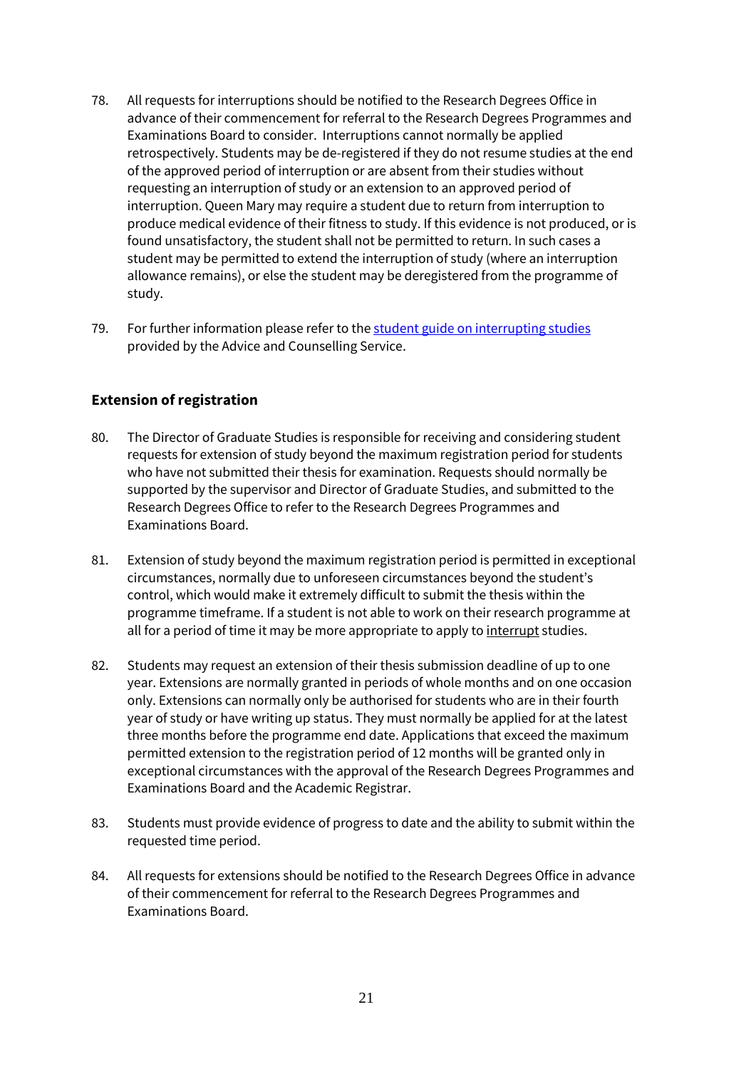78. All requests for interruptions should be notified to the Research Degrees Office in advance of their commencement for referral to the Research Degrees Programmes and Examinations Board to consider. Interruptions cannot normally be applied retrospectively. Students may be de-registered if they do not resume studies at the end of the approved period of interruption or are absent from their studies without requesting an interruption of study or an extension to an approved period of interruption. Queen Mary may require a student due to return from interruption to produce medical evidence of their fitness to study. If this evidence is not produced, or is found unsatisfactory, the student shall not be permitted to return. In such cases a student may be permitted to extend the interruption of study (where an interruption allowance remains), or else the student may be deregistered from the programme of study.

79. For further information please refer to the [student guide on interrupting studies] provided by the Advice and Counselling Service.

### Extension of registration

80. The Director of Graduate Studies is responsible for receiving and considering student requests for extension of study beyond the maximum registration period for students who have not submitted their thesis for examination. Requests should normally be supported by the supervisor and Director of Graduate Studies, and submitted to the Research Degrees Office to refer to the Research Degrees Programmes and Examinations Board.

81. Extension of study beyond the maximum registration period is permitted in exceptional circumstances, normally due to unforeseen circumstances beyond the student's control, which would make it extremely difficult to submit the thesis within the programme timeframe. If a student is not able to work on their research programme at all for a period of time it may be more appropriate to apply to interrupt studies.

82. Students may request an extension of their thesis submission deadline of up to one year. Extensions are normally granted in periods of whole months and on one occasion only. Extensions can normally only be authorised for students who are in their fourth year of study or have writing up status. They must normally be applied for at the latest three months before the programme end date. Applications that exceed the maximum permitted extension to the registration period of 12 months will be granted only in exceptional circumstances with the approval of the Research Degrees Programmes and Examinations Board and the Academic Registrar.

83. Students must provide evidence of progress to date and the ability to submit within the requested time period.

84. All requests for extensions should be notified to the Research Degrees Office in advance of their commencement for referral to the Research Degrees Programmes and Examinations Board.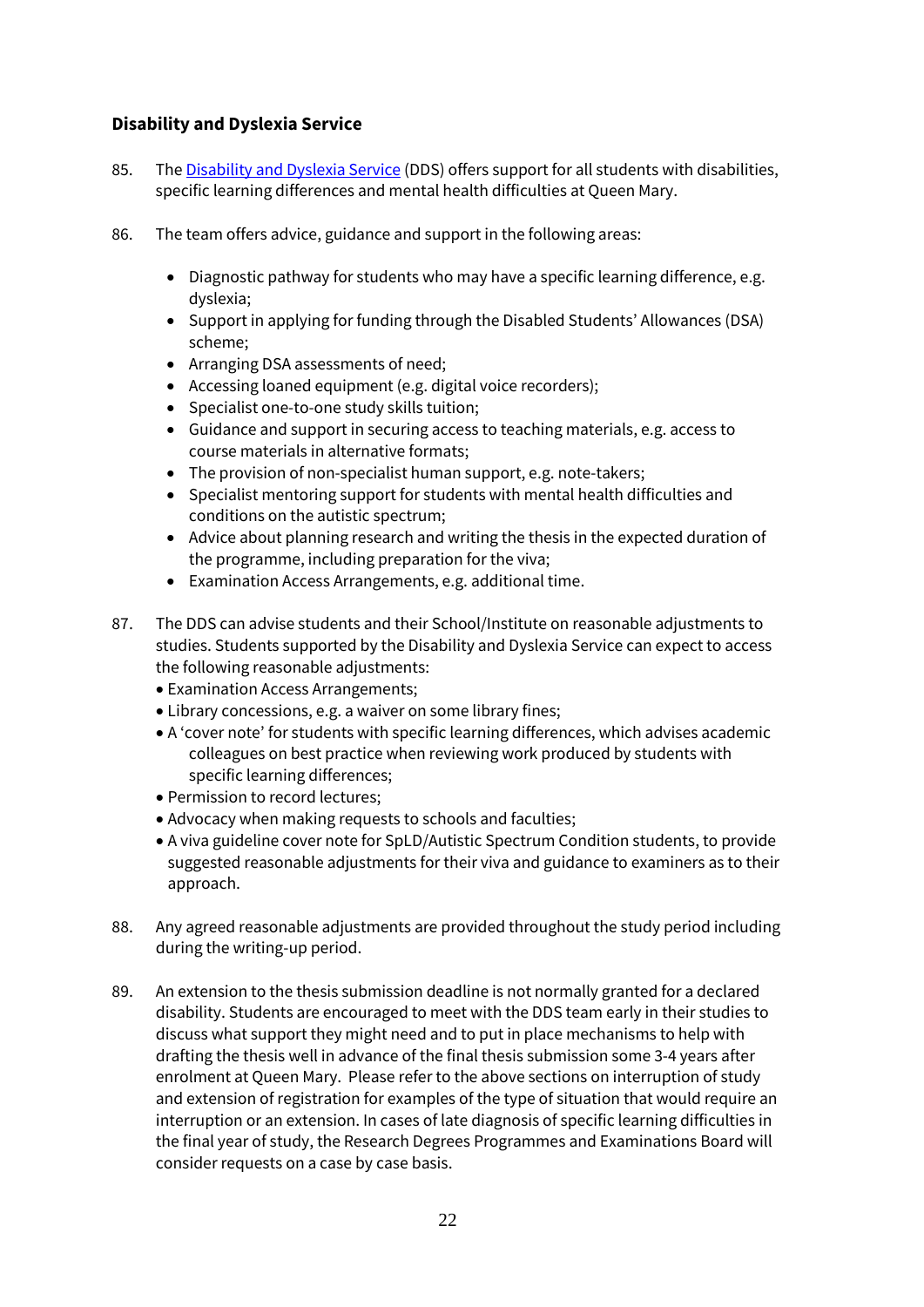### Disability and Dyslexia Service

85. The [Disability and Dyslexia Service](#) (DDS) offers support for all students with disabilities, specific learning differences and mental health difficulties at Queen Mary.

86. The team offers advice, guidance and support in the following areas:

    - Diagnostic pathway for students who may have a specific learning difference, e.g. dyslexia;
    - Support in applying for funding through the Disabled Students' Allowances (DSA) scheme;
    - Arranging DSA assessments of need;
    - Accessing loaned equipment (e.g. digital voice recorders);
    - Specialist one-to-one study skills tuition;
    - Guidance and support in securing access to teaching materials, e.g. access to course materials in alternative formats;
    - The provision of non-specialist human support, e.g. note-takers;
    - Specialist mentoring support for students with mental health difficulties and conditions on the autistic spectrum;
    - Advice about planning research and writing the thesis in the expected duration of the programme, including preparation for the viva;
    - Examination Access Arrangements, e.g. additional time.

87. The DDS can advise students and their School/Institute on reasonable adjustments to studies. Students supported by the Disability and Dyslexia Service can expect to access the following reasonable adjustments:
    - Examination Access Arrangements;
    - Library concessions, e.g. a waiver on some library fines;
    - A 'cover note' for students with specific learning differences, which advises academic colleagues on best practice when reviewing work produced by students with specific learning differences;
    - Permission to record lectures;
    - Advocacy when making requests to schools and faculties;
    - A viva guideline cover note for SpLD/Autistic Spectrum Condition students, to provide suggested reasonable adjustments for their viva and guidance to examiners as to their approach.

88. Any agreed reasonable adjustments are provided throughout the study period including during the writing-up period.

89. An extension to the thesis submission deadline is not normally granted for a declared disability. Students are encouraged to meet with the DDS team early in their studies to discuss what support they might need and to put in place mechanisms to help with drafting the thesis well in advance of the final thesis submission some 3-4 years after enrolment at Queen Mary. Please refer to the above sections on interruption of study and extension of registration for examples of the type of situation that would require an interruption or an extension. In cases of late diagnosis of specific learning difficulties in the final year of study, the Research Degrees Programmes and Examinations Board will consider requests on a case by case basis.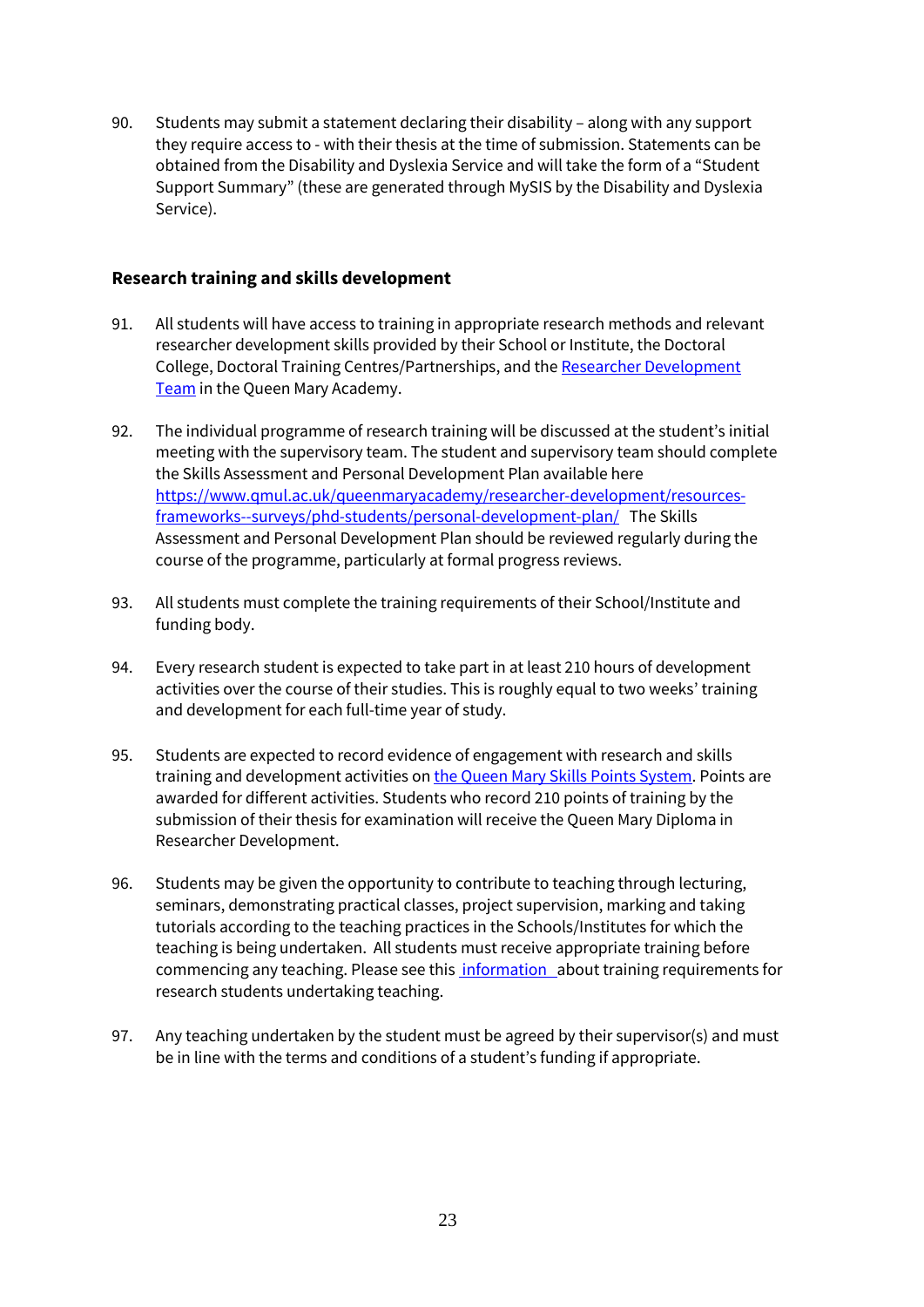90. Students may submit a statement declaring their disability – along with any support they require access to - with their thesis at the time of submission. Statements can be obtained from the Disability and Dyslexia Service and will take the form of a "Student Support Summary" (these are generated through MySIS by the Disability and Dyslexia Service).

## Research training and skills development

91. All students will have access to training in appropriate research methods and relevant researcher development skills provided by their School or Institute, the Doctoral College, Doctoral Training Centres/Partnerships, and the Researcher Development Team in the Queen Mary Academy.

92. The individual programme of research training will be discussed at the student's initial meeting with the supervisory team. The student and supervisory team should complete the Skills Assessment and Personal Development Plan available here https://www.qmul.ac.uk/queenmaryacademy/researcher-development/resources-frameworks--surveys/phd-students/personal-development-plan/ The Skills Assessment and Personal Development Plan should be reviewed regularly during the course of the programme, particularly at formal progress reviews.

93. All students must complete the training requirements of their School/Institute and funding body.

94. Every research student is expected to take part in at least 210 hours of development activities over the course of their studies. This is roughly equal to two weeks' training and development for each full-time year of study.

95. Students are expected to record evidence of engagement with research and skills training and development activities on the Queen Mary Skills Points System. Points are awarded for different activities. Students who record 210 points of training by the submission of their thesis for examination will receive the Queen Mary Diploma in Researcher Development.

96. Students may be given the opportunity to contribute to teaching through lecturing, seminars, demonstrating practical classes, project supervision, marking and taking tutorials according to the teaching practices in the Schools/Institutes for which the teaching is being undertaken. All students must receive appropriate training before commencing any teaching. Please see this information about training requirements for research students undertaking teaching.

97. Any teaching undertaken by the student must be agreed by their supervisor(s) and must be in line with the terms and conditions of a student's funding if appropriate.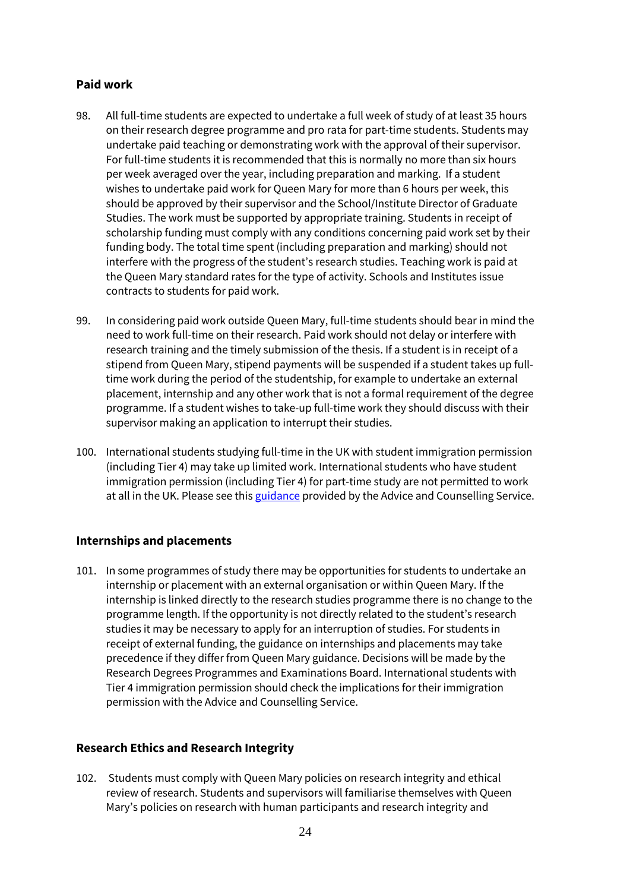## Paid work

98. All full-time students are expected to undertake a full week of study of at least 35 hours on their research degree programme and pro rata for part-time students. Students may undertake paid teaching or demonstrating work with the approval of their supervisor. For full-time students it is recommended that this is normally no more than six hours per week averaged over the year, including preparation and marking. If a student wishes to undertake paid work for Queen Mary for more than 6 hours per week, this should be approved by their supervisor and the School/Institute Director of Graduate Studies. The work must be supported by appropriate training. Students in receipt of scholarship funding must comply with any conditions concerning paid work set by their funding body. The total time spent (including preparation and marking) should not interfere with the progress of the student's research studies. Teaching work is paid at the Queen Mary standard rates for the type of activity. Schools and Institutes issue contracts to students for paid work.

99. In considering paid work outside Queen Mary, full-time students should bear in mind the need to work full-time on their research. Paid work should not delay or interfere with research training and the timely submission of the thesis. If a student is in receipt of a stipend from Queen Mary, stipend payments will be suspended if a student takes up full-time work during the period of the studentship, for example to undertake an external placement, internship and any other work that is not a formal requirement of the degree programme. If a student wishes to take-up full-time work they should discuss with their supervisor making an application to interrupt their studies.

100. International students studying full-time in the UK with student immigration permission (including Tier 4) may take up limited work. International students who have student immigration permission (including Tier 4) for part-time study are not permitted to work at all in the UK. Please see this guidance provided by the Advice and Counselling Service.

## Internships and placements

101. In some programmes of study there may be opportunities for students to undertake an internship or placement with an external organisation or within Queen Mary. If the internship is linked directly to the research studies programme there is no change to the programme length. If the opportunity is not directly related to the student's research studies it may be necessary to apply for an interruption of studies. For students in receipt of external funding, the guidance on internships and placements may take precedence if they differ from Queen Mary guidance. Decisions will be made by the Research Degrees Programmes and Examinations Board. International students with Tier 4 immigration permission should check the implications for their immigration permission with the Advice and Counselling Service.

## Research Ethics and Research Integrity

102. Students must comply with Queen Mary policies on research integrity and ethical review of research. Students and supervisors will familiarise themselves with Queen Mary's policies on research with human participants and research integrity and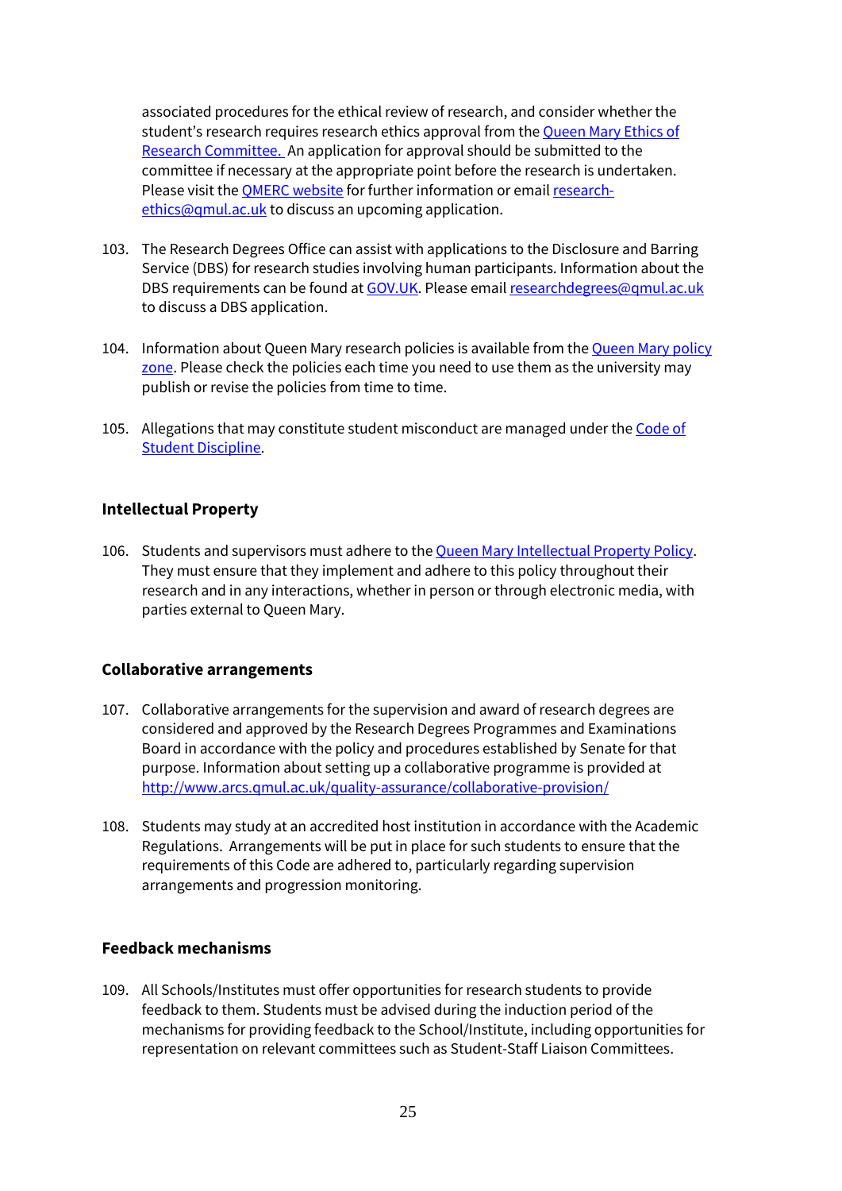associated procedures for the ethical review of research, and consider whether the student's research requires research ethics approval from the [Queen Mary Ethics of Research Committee.](#) An application for approval should be submitted to the committee if necessary at the appropriate point before the research is undertaken. Please visit the [QMERC website](#) for further information or email [research-ethics@qmul.ac.uk](mailto:research-ethics@qmul.ac.uk) to discuss an upcoming application.

103. The Research Degrees Office can assist with applications to the Disclosure and Barring Service (DBS) for research studies involving human participants. Information about the DBS requirements can be found at [GOV.UK](#). Please email [researchdegrees@qmul.ac.uk](mailto:researchdegrees@qmul.ac.uk) to discuss a DBS application.

104. Information about Queen Mary research policies is available from the [Queen Mary policy zone](#). Please check the policies each time you need to use them as the university may publish or revise the policies from time to time.

105. Allegations that may constitute student misconduct are managed under the [Code of Student Discipline](#).

**Intellectual Property**

106. Students and supervisors must adhere to the [Queen Mary Intellectual Property Policy](#). They must ensure that they implement and adhere to this policy throughout their research and in any interactions, whether in person or through electronic media, with parties external to Queen Mary.

**Collaborative arrangements**

107. Collaborative arrangements for the supervision and award of research degrees are considered and approved by the Research Degrees Programmes and Examinations Board in accordance with the policy and procedures established by Senate for that purpose. Information about setting up a collaborative programme is provided at [http://www.arcs.qmul.ac.uk/quality-assurance/collaborative-provision/](http://www.arcs.qmul.ac.uk/quality-assurance/collaborative-provision/)

108. Students may study at an accredited host institution in accordance with the Academic Regulations. Arrangements will be put in place for such students to ensure that the requirements of this Code are adhered to, particularly regarding supervision arrangements and progression monitoring.

**Feedback mechanisms**

109. All Schools/Institutes must offer opportunities for research students to provide feedback to them. Students must be advised during the induction period of the mechanisms for providing feedback to the School/Institute, including opportunities for representation on relevant committees such as Student-Staff Liaison Committees.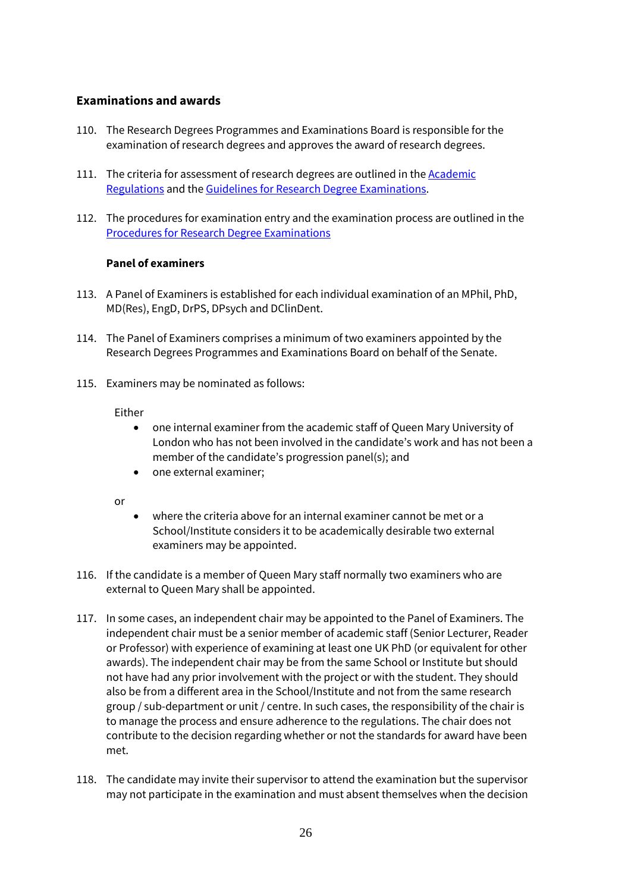## Examinations and awards

110. The Research Degrees Programmes and Examinations Board is responsible for the examination of research degrees and approves the award of research degrees.

111. The criteria for assessment of research degrees are outlined in the Academic Regulations and the Guidelines for Research Degree Examinations.

112. The procedures for examination entry and the examination process are outlined in the Procedures for Research Degree Examinations

### Panel of examiners

113. A Panel of Examiners is established for each individual examination of an MPhil, PhD, MD(Res), EngD, DrPS, DPsych and DClinDent.

114. The Panel of Examiners comprises a minimum of two examiners appointed by the Research Degrees Programmes and Examinations Board on behalf of the Senate.

115. Examiners may be nominated as follows:

    Either
    - one internal examiner from the academic staff of Queen Mary University of London who has not been involved in the candidate's work and has not been a member of the candidate's progression panel(s); and
    - one external examiner;

    or
    - where the criteria above for an internal examiner cannot be met or a School/Institute considers it to be academically desirable two external examiners may be appointed.

116. If the candidate is a member of Queen Mary staff normally two examiners who are external to Queen Mary shall be appointed.

117. In some cases, an independent chair may be appointed to the Panel of Examiners. The independent chair must be a senior member of academic staff (Senior Lecturer, Reader or Professor) with experience of examining at least one UK PhD (or equivalent for other awards). The independent chair may be from the same School or Institute but should not have had any prior involvement with the project or with the student. They should also be from a different area in the School/Institute and not from the same research group / sub-department or unit / centre. In such cases, the responsibility of the chair is to manage the process and ensure adherence to the regulations. The chair does not contribute to the decision regarding whether or not the standards for award have been met.

118. The candidate may invite their supervisor to attend the examination but the supervisor may not participate in the examination and must absent themselves when the decision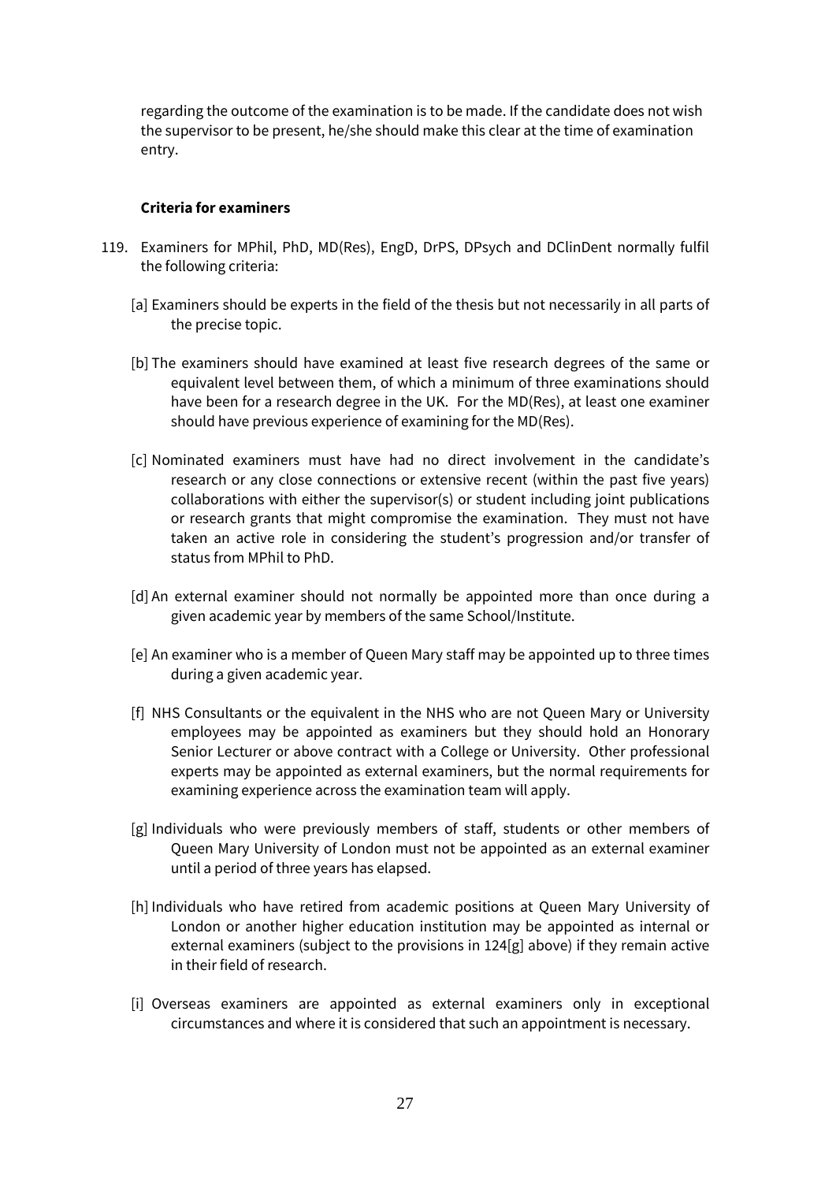regarding the outcome of the examination is to be made. If the candidate does not wish the supervisor to be present, he/she should make this clear at the time of examination entry.

**Criteria for examiners**

119. Examiners for MPhil, PhD, MD(Res), EngD, DrPS, DPsych and DClinDent normally fulfil the following criteria:

[a] Examiners should be experts in the field of the thesis but not necessarily in all parts of the precise topic.

[b] The examiners should have examined at least five research degrees of the same or equivalent level between them, of which a minimum of three examinations should have been for a research degree in the UK. For the MD(Res), at least one examiner should have previous experience of examining for the MD(Res).

[c] Nominated examiners must have had no direct involvement in the candidate's research or any close connections or extensive recent (within the past five years) collaborations with either the supervisor(s) or student including joint publications or research grants that might compromise the examination. They must not have taken an active role in considering the student's progression and/or transfer of status from MPhil to PhD.

[d] An external examiner should not normally be appointed more than once during a given academic year by members of the same School/Institute.

[e] An examiner who is a member of Queen Mary staff may be appointed up to three times during a given academic year.

[f] NHS Consultants or the equivalent in the NHS who are not Queen Mary or University employees may be appointed as examiners but they should hold an Honorary Senior Lecturer or above contract with a College or University. Other professional experts may be appointed as external examiners, but the normal requirements for examining experience across the examination team will apply.

[g] Individuals who were previously members of staff, students or other members of Queen Mary University of London must not be appointed as an external examiner until a period of three years has elapsed.

[h] Individuals who have retired from academic positions at Queen Mary University of London or another higher education institution may be appointed as internal or external examiners (subject to the provisions in 124[g] above) if they remain active in their field of research.

[i] Overseas examiners are appointed as external examiners only in exceptional circumstances and where it is considered that such an appointment is necessary.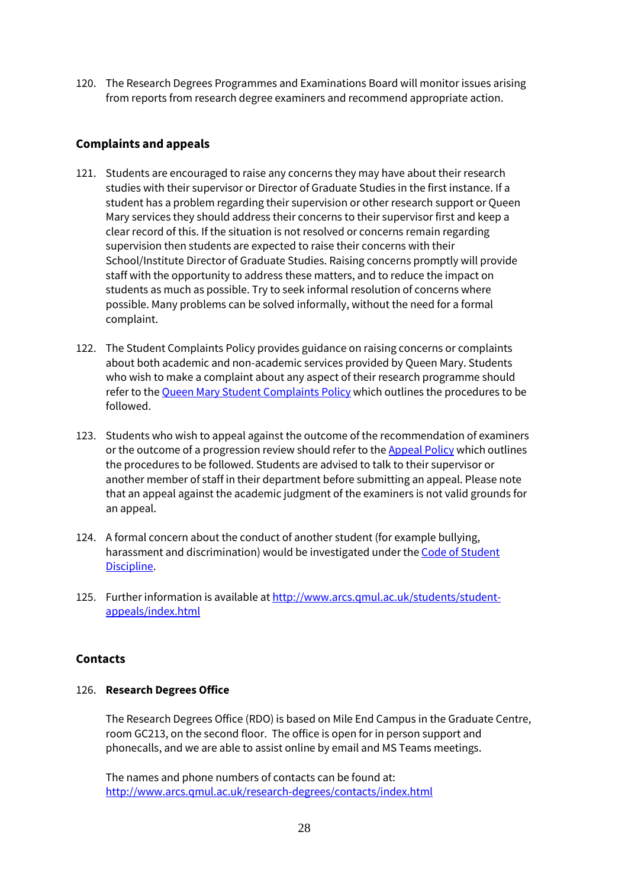120. The Research Degrees Programmes and Examinations Board will monitor issues arising from reports from research degree examiners and recommend appropriate action.

## Complaints and appeals

121. Students are encouraged to raise any concerns they may have about their research studies with their supervisor or Director of Graduate Studies in the first instance. If a student has a problem regarding their supervision or other research support or Queen Mary services they should address their concerns to their supervisor first and keep a clear record of this. If the situation is not resolved or concerns remain regarding supervision then students are expected to raise their concerns with their School/Institute Director of Graduate Studies. Raising concerns promptly will provide staff with the opportunity to address these matters, and to reduce the impact on students as much as possible. Try to seek informal resolution of concerns where possible. Many problems can be solved informally, without the need for a formal complaint.

122. The Student Complaints Policy provides guidance on raising concerns or complaints about both academic and non-academic services provided by Queen Mary. Students who wish to make a complaint about any aspect of their research programme should refer to the Queen Mary Student Complaints Policy which outlines the procedures to be followed.

123. Students who wish to appeal against the outcome of the recommendation of examiners or the outcome of a progression review should refer to the Appeal Policy which outlines the procedures to be followed. Students are advised to talk to their supervisor or another member of staff in their department before submitting an appeal. Please note that an appeal against the academic judgment of the examiners is not valid grounds for an appeal.

124. A formal concern about the conduct of another student (for example bullying, harassment and discrimination) would be investigated under the Code of Student Discipline.

125. Further information is available at http://www.arcs.qmul.ac.uk/students/student-appeals/index.html

## Contacts

126. **Research Degrees Office**

The Research Degrees Office (RDO) is based on Mile End Campus in the Graduate Centre, room GC213, on the second floor. The office is open for in person support and phonecalls, and we are able to assist online by email and MS Teams meetings.

The names and phone numbers of contacts can be found at: http://www.arcs.qmul.ac.uk/research-degrees/contacts/index.html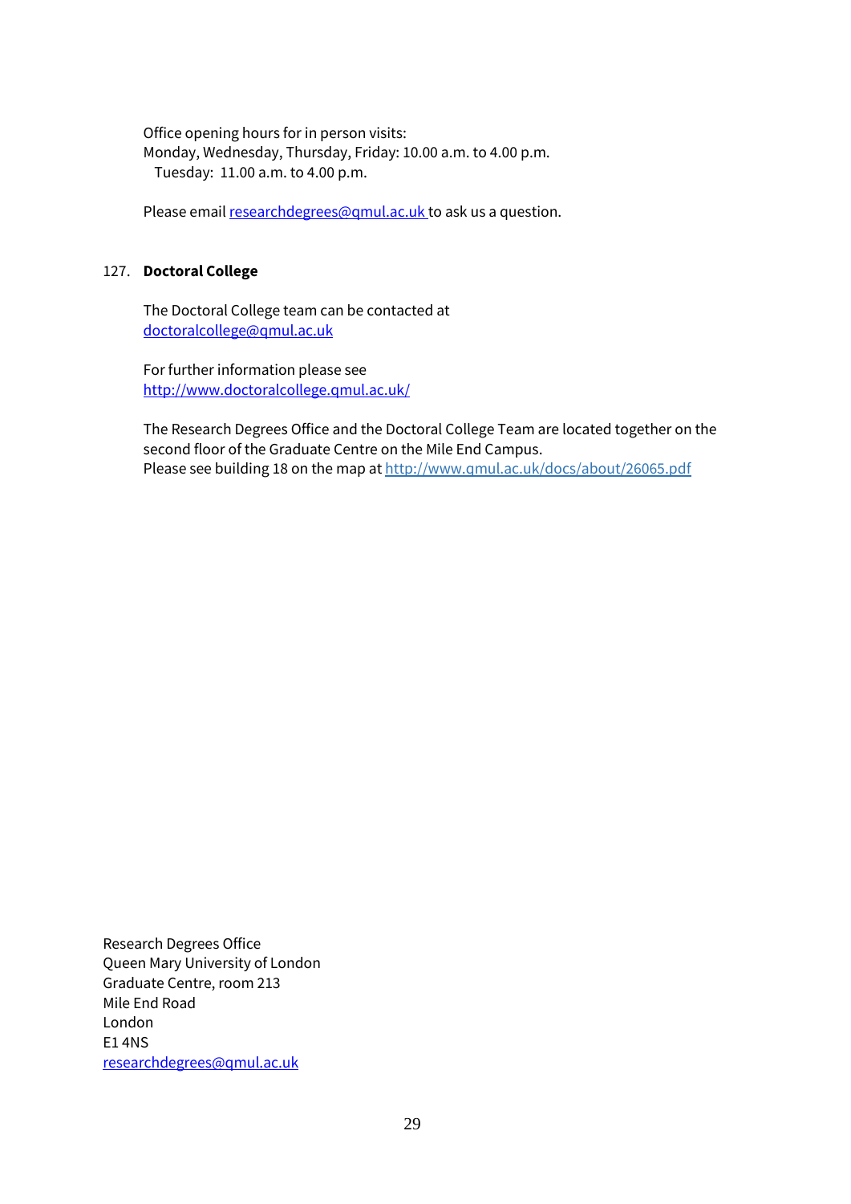Office opening hours for in person visits:
Monday, Wednesday, Thursday, Friday: 10.00 a.m. to 4.00 p.m.
Tuesday: 11.00 a.m. to 4.00 p.m.

Please email researchdegrees@qmul.ac.uk to ask us a question.

127. **Doctoral College**

The Doctoral College team can be contacted at doctoralcollege@qmul.ac.uk

For further information please see http://www.doctoralcollege.qmul.ac.uk/

The Research Degrees Office and the Doctoral College Team are located together on the second floor of the Graduate Centre on the Mile End Campus.
Please see building 18 on the map at http://www.qmul.ac.uk/docs/about/26065.pdf

Research Degrees Office
Queen Mary University of London
Graduate Centre, room 213
Mile End Road
London
E1 4NS
researchdegrees@qmul.ac.uk